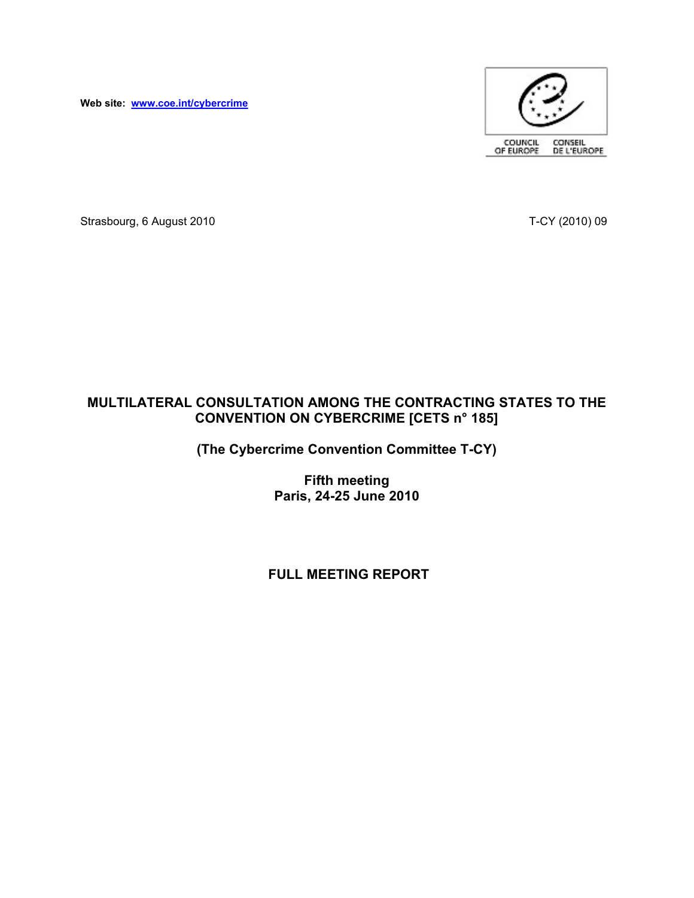**Web site: www.coe.int/cybercrime**

COUNCIL OF EUROPE CONSEIL DE L'EUROPE

Strasbourg, 6 August 2010

T-CY (2010) 09

# MULTILATERAL CONSULTATION AMONG THE CONTRACTING STATES TO THE CONVENTION ON CYBERCRIME [CETS n° 185]

## (The Cybercrime Convention Committee T-CY)

## Fifth meeting
## Paris, 24-25 June 2010

# FULL MEETING REPORT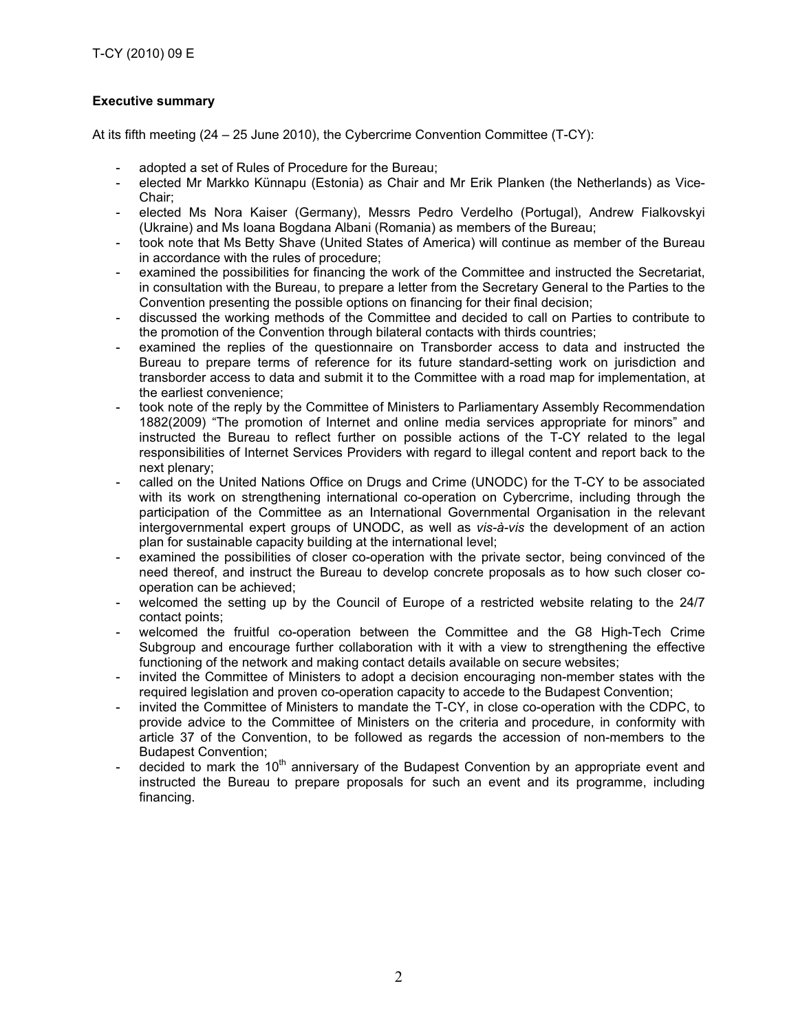**Executive summary**

At its fifth meeting (24 – 25 June 2010), the Cybercrime Convention Committee (T-CY):

- adopted a set of Rules of Procedure for the Bureau;
- elected Mr Markko Künnapu (Estonia) as Chair and Mr Erik Planken (the Netherlands) as Vice-Chair;
- elected Ms Nora Kaiser (Germany), Messrs Pedro Verdelho (Portugal), Andrew Fialkovskyi (Ukraine) and Ms Ioana Bogdana Albani (Romania) as members of the Bureau;
- took note that Ms Betty Shave (United States of America) will continue as member of the Bureau in accordance with the rules of procedure;
- examined the possibilities for financing the work of the Committee and instructed the Secretariat, in consultation with the Bureau, to prepare a letter from the Secretary General to the Parties to the Convention presenting the possible options on financing for their final decision;
- discussed the working methods of the Committee and decided to call on Parties to contribute to the promotion of the Convention through bilateral contacts with thirds countries;
- examined the replies of the questionnaire on Transborder access to data and instructed the Bureau to prepare terms of reference for its future standard-setting work on jurisdiction and transborder access to data and submit it to the Committee with a road map for implementation, at the earliest convenience;
- took note of the reply by the Committee of Ministers to Parliamentary Assembly Recommendation 1882(2009) "The promotion of Internet and online media services appropriate for minors" and instructed the Bureau to reflect further on possible actions of the T-CY related to the legal responsibilities of Internet Services Providers with regard to illegal content and report back to the next plenary;
- called on the United Nations Office on Drugs and Crime (UNODC) for the T-CY to be associated with its work on strengthening international co-operation on Cybercrime, including through the participation of the Committee as an International Governmental Organisation in the relevant intergovernmental expert groups of UNODC, as well as *vis-à-vis* the development of an action plan for sustainable capacity building at the international level;
- examined the possibilities of closer co-operation with the private sector, being convinced of the need thereof, and instruct the Bureau to develop concrete proposals as to how such closer co-operation can be achieved;
- welcomed the setting up by the Council of Europe of a restricted website relating to the 24/7 contact points;
- welcomed the fruitful co-operation between the Committee and the G8 High-Tech Crime Subgroup and encourage further collaboration with it with a view to strengthening the effective functioning of the network and making contact details available on secure websites;
- invited the Committee of Ministers to adopt a decision encouraging non-member states with the required legislation and proven co-operation capacity to accede to the Budapest Convention;
- invited the Committee of Ministers to mandate the T-CY, in close co-operation with the CDPC, to provide advice to the Committee of Ministers on the criteria and procedure, in conformity with article 37 of the Convention, to be followed as regards the accession of non-members to the Budapest Convention;
- decided to mark the 10th anniversary of the Budapest Convention by an appropriate event and instructed the Bureau to prepare proposals for such an event and its programme, including financing.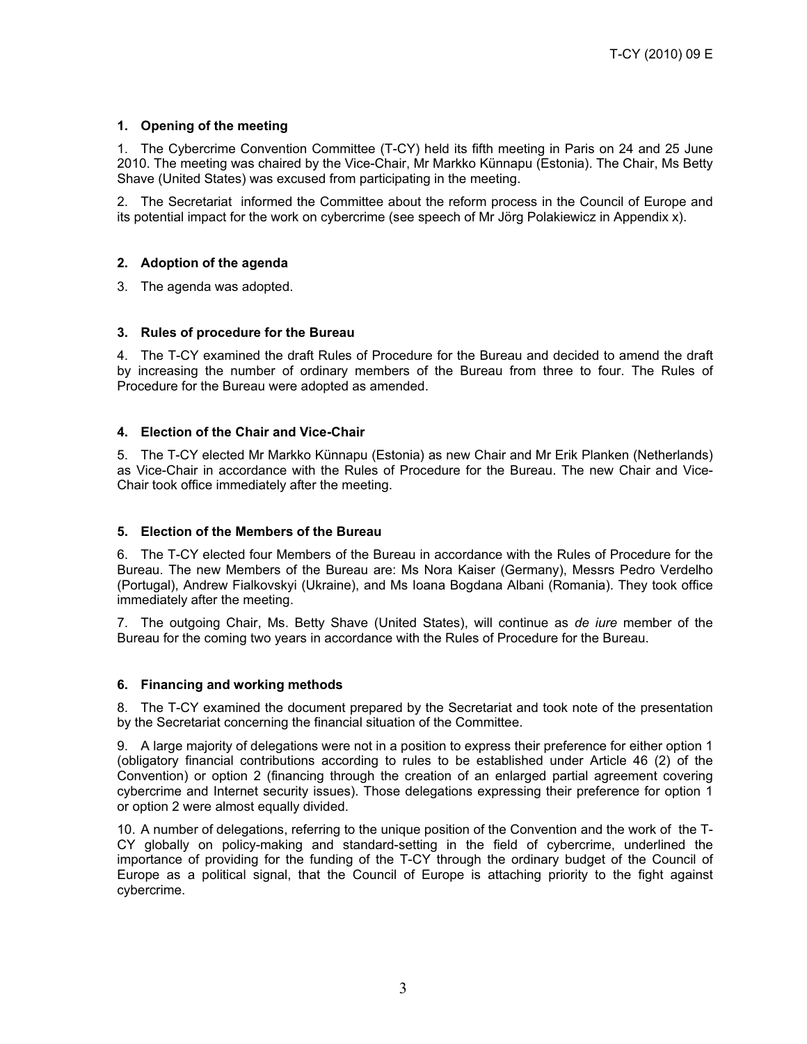## 1. Opening of the meeting

1. The Cybercrime Convention Committee (T-CY) held its fifth meeting in Paris on 24 and 25 June 2010. The meeting was chaired by the Vice-Chair, Mr Markko Künnapu (Estonia). The Chair, Ms Betty Shave (United States) was excused from participating in the meeting.

2. The Secretariat informed the Committee about the reform process in the Council of Europe and its potential impact for the work on cybercrime (see speech of Mr Jörg Polakiewicz in Appendix x).

## 2. Adoption of the agenda

3. The agenda was adopted.

## 3. Rules of procedure for the Bureau

4. The T-CY examined the draft Rules of Procedure for the Bureau and decided to amend the draft by increasing the number of ordinary members of the Bureau from three to four. The Rules of Procedure for the Bureau were adopted as amended.

## 4. Election of the Chair and Vice-Chair

5. The T-CY elected Mr Markko Künnapu (Estonia) as new Chair and Mr Erik Planken (Netherlands) as Vice-Chair in accordance with the Rules of Procedure for the Bureau. The new Chair and Vice-Chair took office immediately after the meeting.

## 5. Election of the Members of the Bureau

6. The T-CY elected four Members of the Bureau in accordance with the Rules of Procedure for the Bureau. The new Members of the Bureau are: Ms Nora Kaiser (Germany), Messrs Pedro Verdelho (Portugal), Andrew Fialkovskyi (Ukraine), and Ms Ioana Bogdana Albani (Romania). They took office immediately after the meeting.

7. The outgoing Chair, Ms. Betty Shave (United States), will continue as *de iure* member of the Bureau for the coming two years in accordance with the Rules of Procedure for the Bureau.

## 6. Financing and working methods

8. The T-CY examined the document prepared by the Secretariat and took note of the presentation by the Secretariat concerning the financial situation of the Committee.

9. A large majority of delegations were not in a position to express their preference for either option 1 (obligatory financial contributions according to rules to be established under Article 46 (2) of the Convention) or option 2 (financing through the creation of an enlarged partial agreement covering cybercrime and Internet security issues). Those delegations expressing their preference for option 1 or option 2 were almost equally divided.

10. A number of delegations, referring to the unique position of the Convention and the work of the T-CY globally on policy-making and standard-setting in the field of cybercrime, underlined the importance of providing for the funding of the T-CY through the ordinary budget of the Council of Europe as a political signal, that the Council of Europe is attaching priority to the fight against cybercrime.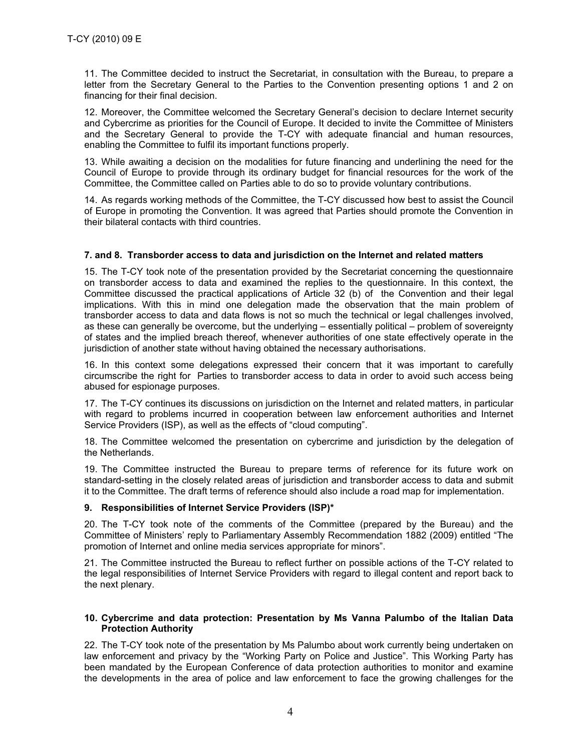11. The Committee decided to instruct the Secretariat, in consultation with the Bureau, to prepare a letter from the Secretary General to the Parties to the Convention presenting options 1 and 2 on financing for their final decision.

12. Moreover, the Committee welcomed the Secretary General's decision to declare Internet security and Cybercrime as priorities for the Council of Europe. It decided to invite the Committee of Ministers and the Secretary General to provide the T-CY with adequate financial and human resources, enabling the Committee to fulfil its important functions properly.

13. While awaiting a decision on the modalities for future financing and underlining the need for the Council of Europe to provide through its ordinary budget for financial resources for the work of the Committee, the Committee called on Parties able to do so to provide voluntary contributions.

14. As regards working methods of the Committee, the T-CY discussed how best to assist the Council of Europe in promoting the Convention. It was agreed that Parties should promote the Convention in their bilateral contacts with third countries.

### 7. and 8. Transborder access to data and jurisdiction on the Internet and related matters

15. The T-CY took note of the presentation provided by the Secretariat concerning the questionnaire on transborder access to data and examined the replies to the questionnaire. In this context, the Committee discussed the practical applications of Article 32 (b) of the Convention and their legal implications. With this in mind one delegation made the observation that the main problem of transborder access to data and data flows is not so much the technical or legal challenges involved, as these can generally be overcome, but the underlying – essentially political – problem of sovereignty of states and the implied breach thereof, whenever authorities of one state effectively operate in the jurisdiction of another state without having obtained the necessary authorisations.

16. In this context some delegations expressed their concern that it was important to carefully circumscribe the right for Parties to transborder access to data in order to avoid such access being abused for espionage purposes.

17. The T-CY continues its discussions on jurisdiction on the Internet and related matters, in particular with regard to problems incurred in cooperation between law enforcement authorities and Internet Service Providers (ISP), as well as the effects of "cloud computing".

18. The Committee welcomed the presentation on cybercrime and jurisdiction by the delegation of the Netherlands.

19. The Committee instructed the Bureau to prepare terms of reference for its future work on standard-setting in the closely related areas of jurisdiction and transborder access to data and submit it to the Committee. The draft terms of reference should also include a road map for implementation.

### 9. Responsibilities of Internet Service Providers (ISP)*

20. The T-CY took note of the comments of the Committee (prepared by the Bureau) and the Committee of Ministers' reply to Parliamentary Assembly Recommendation 1882 (2009) entitled "The promotion of Internet and online media services appropriate for minors".

21. The Committee instructed the Bureau to reflect further on possible actions of the T-CY related to the legal responsibilities of Internet Service Providers with regard to illegal content and report back to the next plenary.

### 10. Cybercrime and data protection: Presentation by Ms Vanna Palumbo of the Italian Data Protection Authority

22. The T-CY took note of the presentation by Ms Palumbo about work currently being undertaken on law enforcement and privacy by the "Working Party on Police and Justice". This Working Party has been mandated by the European Conference of data protection authorities to monitor and examine the developments in the area of police and law enforcement to face the growing challenges for the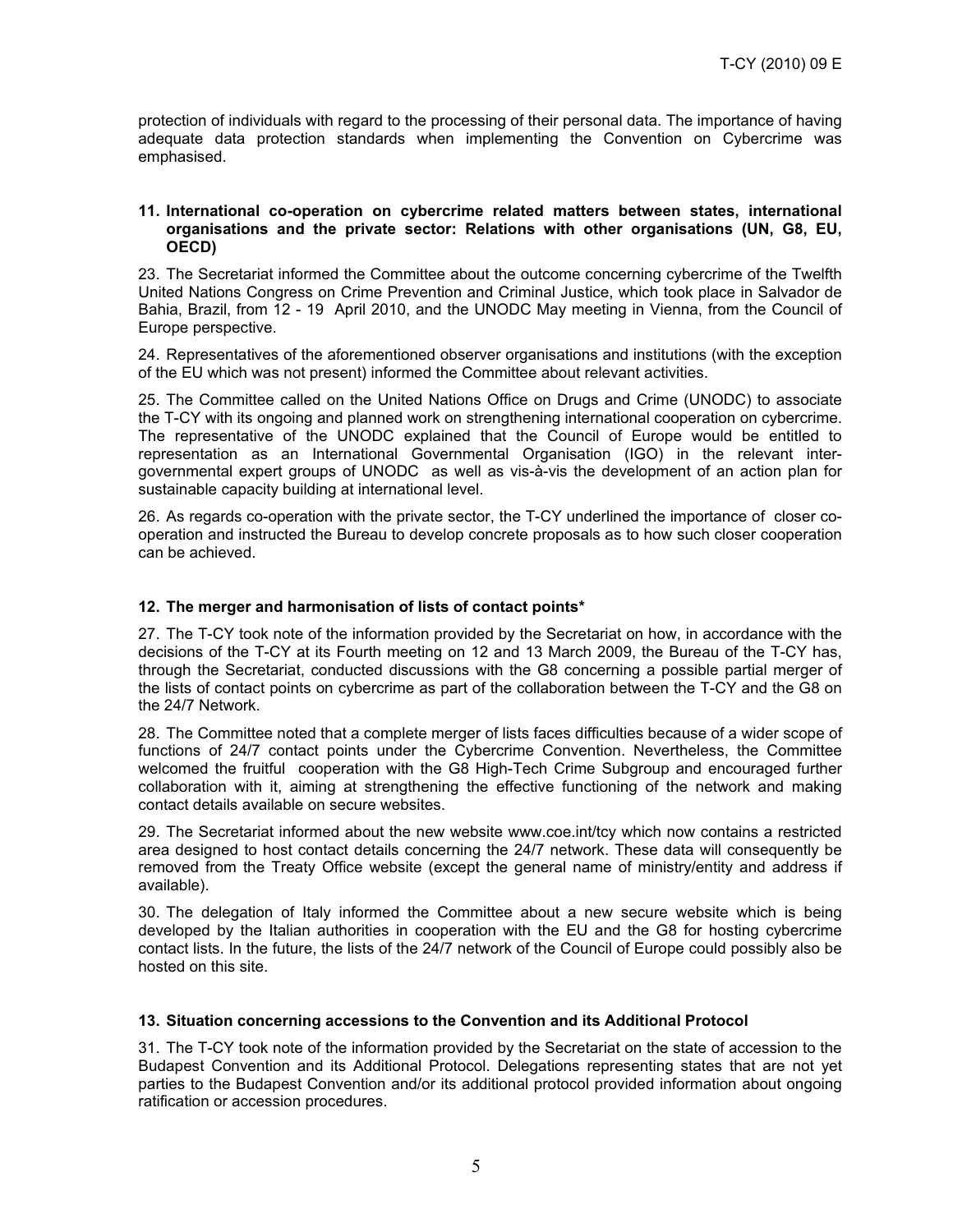protection of individuals with regard to the processing of their personal data. The importance of having adequate data protection standards when implementing the Convention on Cybercrime was emphasised.

### 11. International co-operation on cybercrime related matters between states, international organisations and the private sector: Relations with other organisations (UN, G8, EU, OECD)

23. The Secretariat informed the Committee about the outcome concerning cybercrime of the Twelfth United Nations Congress on Crime Prevention and Criminal Justice, which took place in Salvador de Bahia, Brazil, from 12 - 19 April 2010, and the UNODC May meeting in Vienna, from the Council of Europe perspective.

24. Representatives of the aforementioned observer organisations and institutions (with the exception of the EU which was not present) informed the Committee about relevant activities.

25. The Committee called on the United Nations Office on Drugs and Crime (UNODC) to associate the T-CY with its ongoing and planned work on strengthening international cooperation on cybercrime. The representative of the UNODC explained that the Council of Europe would be entitled to representation as an International Governmental Organisation (IGO) in the relevant inter-governmental expert groups of UNODC as well as vis-à-vis the development of an action plan for sustainable capacity building at international level.

26. As regards co-operation with the private sector, the T-CY underlined the importance of closer co-operation and instructed the Bureau to develop concrete proposals as to how such closer cooperation can be achieved.

### 12. The merger and harmonisation of lists of contact points*

27. The T-CY took note of the information provided by the Secretariat on how, in accordance with the decisions of the T-CY at its Fourth meeting on 12 and 13 March 2009, the Bureau of the T-CY has, through the Secretariat, conducted discussions with the G8 concerning a possible partial merger of the lists of contact points on cybercrime as part of the collaboration between the T-CY and the G8 on the 24/7 Network.

28. The Committee noted that a complete merger of lists faces difficulties because of a wider scope of functions of 24/7 contact points under the Cybercrime Convention. Nevertheless, the Committee welcomed the fruitful cooperation with the G8 High-Tech Crime Subgroup and encouraged further collaboration with it, aiming at strengthening the effective functioning of the network and making contact details available on secure websites.

29. The Secretariat informed about the new website www.coe.int/tcy which now contains a restricted area designed to host contact details concerning the 24/7 network. These data will consequently be removed from the Treaty Office website (except the general name of ministry/entity and address if available).

30. The delegation of Italy informed the Committee about a new secure website which is being developed by the Italian authorities in cooperation with the EU and the G8 for hosting cybercrime contact lists. In the future, the lists of the 24/7 network of the Council of Europe could possibly also be hosted on this site.

### 13. Situation concerning accessions to the Convention and its Additional Protocol

31. The T-CY took note of the information provided by the Secretariat on the state of accession to the Budapest Convention and its Additional Protocol. Delegations representing states that are not yet parties to the Budapest Convention and/or its additional protocol provided information about ongoing ratification or accession procedures.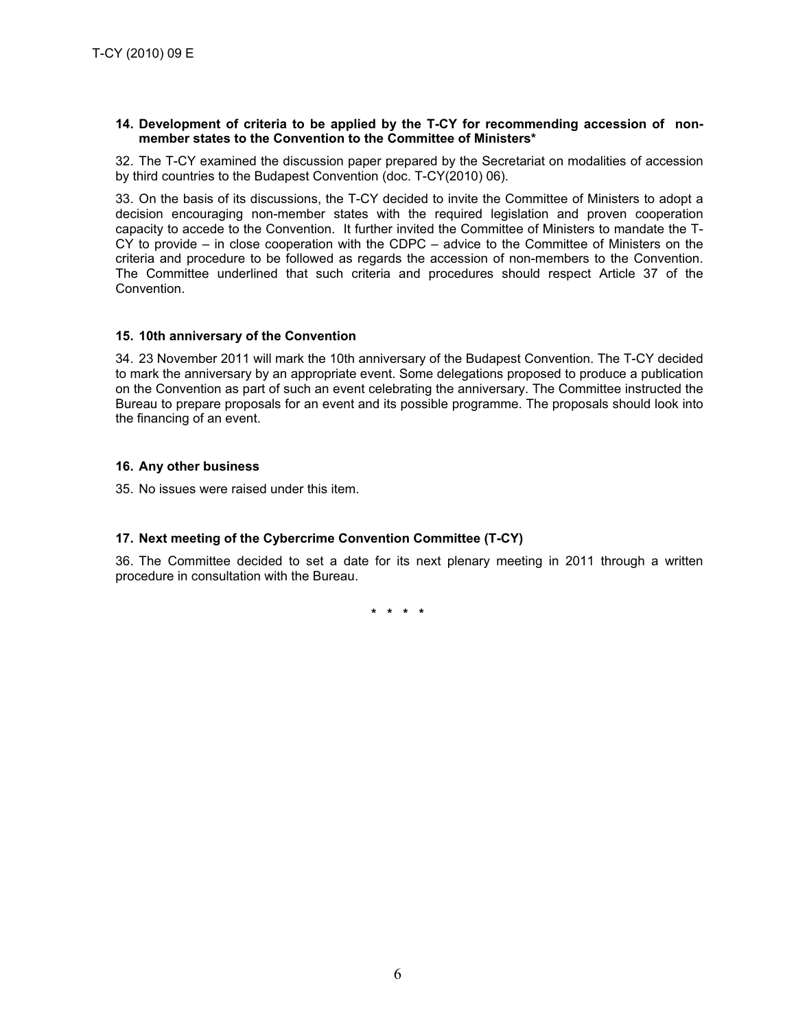**14. Development of criteria to be applied by the T-CY for recommending accession of non-member states to the Convention to the Committee of Ministers***

32. The T-CY examined the discussion paper prepared by the Secretariat on modalities of accession by third countries to the Budapest Convention (doc. T-CY(2010) 06).

33. On the basis of its discussions, the T-CY decided to invite the Committee of Ministers to adopt a decision encouraging non-member states with the required legislation and proven cooperation capacity to accede to the Convention. It further invited the Committee of Ministers to mandate the T-CY to provide – in close cooperation with the CDPC – advice to the Committee of Ministers on the criteria and procedure to be followed as regards the accession of non-members to the Convention. The Committee underlined that such criteria and procedures should respect Article 37 of the Convention.

**15. 10th anniversary of the Convention**

34. 23 November 2011 will mark the 10th anniversary of the Budapest Convention. The T-CY decided to mark the anniversary by an appropriate event. Some delegations proposed to produce a publication on the Convention as part of such an event celebrating the anniversary. The Committee instructed the Bureau to prepare proposals for an event and its possible programme. The proposals should look into the financing of an event.

**16. Any other business**

35. No issues were raised under this item.

**17. Next meeting of the Cybercrime Convention Committee (T-CY)**

36. The Committee decided to set a date for its next plenary meeting in 2011 through a written procedure in consultation with the Bureau.

\* \* \* \*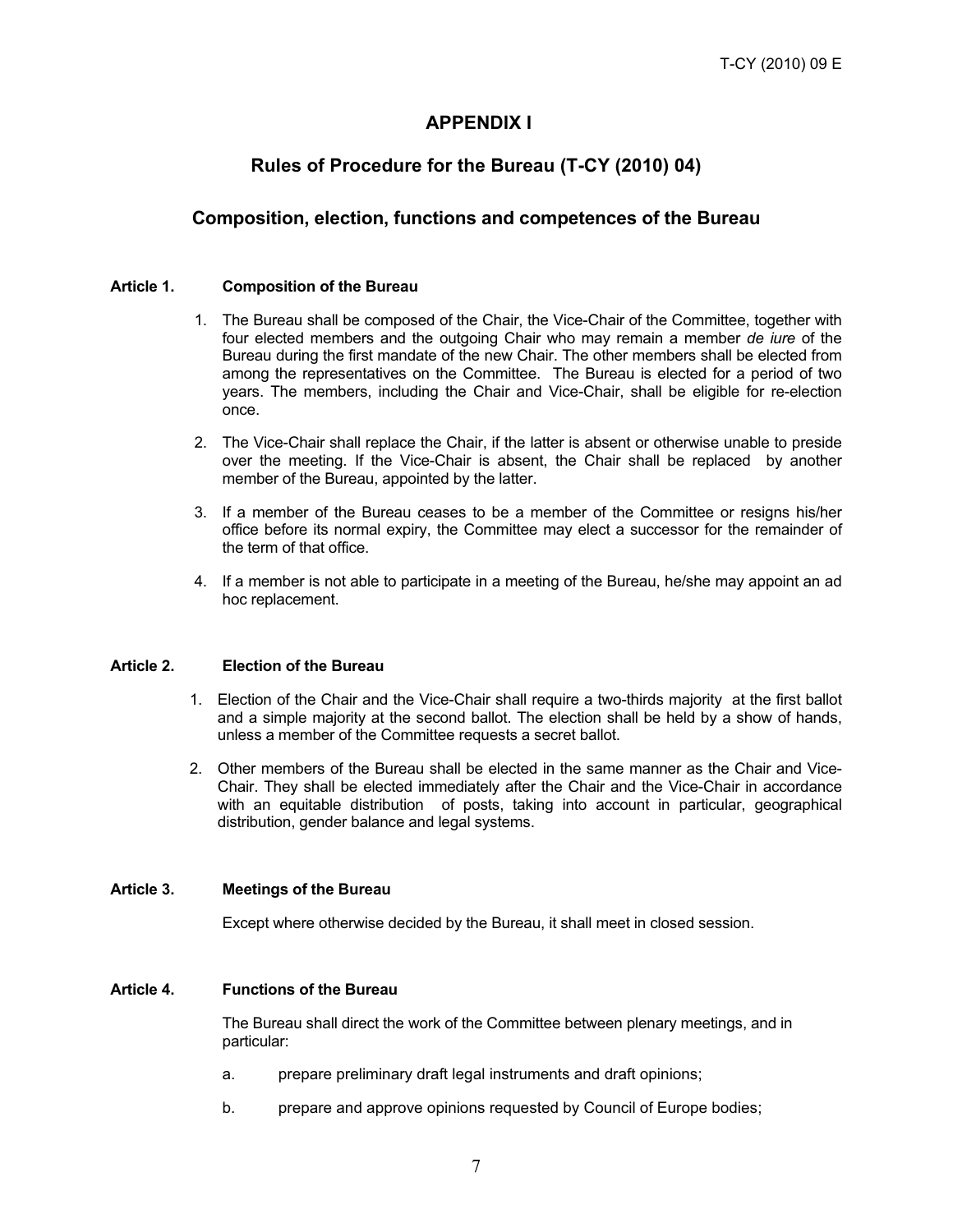## APPENDIX I

## Rules of Procedure for the Bureau (T-CY (2010) 04)

### Composition, election, functions and competences of the Bureau

**Article 1. Composition of the Bureau**

1. The Bureau shall be composed of the Chair, the Vice-Chair of the Committee, together with four elected members and the outgoing Chair who may remain a member *de iure* of the Bureau during the first mandate of the new Chair. The other members shall be elected from among the representatives on the Committee. The Bureau is elected for a period of two years. The members, including the Chair and Vice-Chair, shall be eligible for re-election once.

2. The Vice-Chair shall replace the Chair, if the latter is absent or otherwise unable to preside over the meeting. If the Vice-Chair is absent, the Chair shall be replaced by another member of the Bureau, appointed by the latter.

3. If a member of the Bureau ceases to be a member of the Committee or resigns his/her office before its normal expiry, the Committee may elect a successor for the remainder of the term of that office.

4. If a member is not able to participate in a meeting of the Bureau, he/she may appoint an ad hoc replacement.

**Article 2. Election of the Bureau**

1. Election of the Chair and the Vice-Chair shall require a two-thirds majority at the first ballot and a simple majority at the second ballot. The election shall be held by a show of hands, unless a member of the Committee requests a secret ballot.

2. Other members of the Bureau shall be elected in the same manner as the Chair and Vice-Chair. They shall be elected immediately after the Chair and the Vice-Chair in accordance with an equitable distribution of posts, taking into account in particular, geographical distribution, gender balance and legal systems.

**Article 3. Meetings of the Bureau**

Except where otherwise decided by the Bureau, it shall meet in closed session.

**Article 4. Functions of the Bureau**

The Bureau shall direct the work of the Committee between plenary meetings, and in particular:

a. prepare preliminary draft legal instruments and draft opinions;

b. prepare and approve opinions requested by Council of Europe bodies;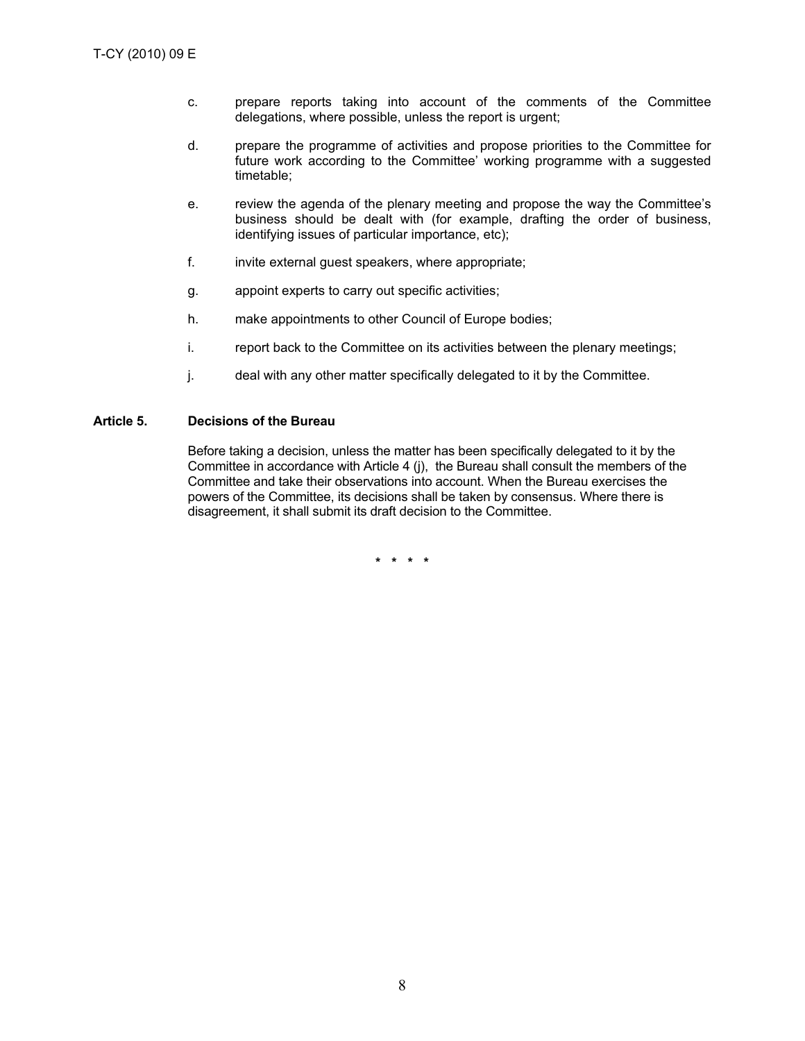c. prepare reports taking into account of the comments of the Committee delegations, where possible, unless the report is urgent;

d. prepare the programme of activities and propose priorities to the Committee for future work according to the Committee' working programme with a suggested timetable;

e. review the agenda of the plenary meeting and propose the way the Committee's business should be dealt with (for example, drafting the order of business, identifying issues of particular importance, etc);

f. invite external guest speakers, where appropriate;

g. appoint experts to carry out specific activities;

h. make appointments to other Council of Europe bodies;

i. report back to the Committee on its activities between the plenary meetings;

j. deal with any other matter specifically delegated to it by the Committee.

**Article 5. Decisions of the Bureau**

Before taking a decision, unless the matter has been specifically delegated to it by the Committee in accordance with Article 4 (j), the Bureau shall consult the members of the Committee and take their observations into account. When the Bureau exercises the powers of the Committee, its decisions shall be taken by consensus. Where there is disagreement, it shall submit its draft decision to the Committee.

\* \* \* \*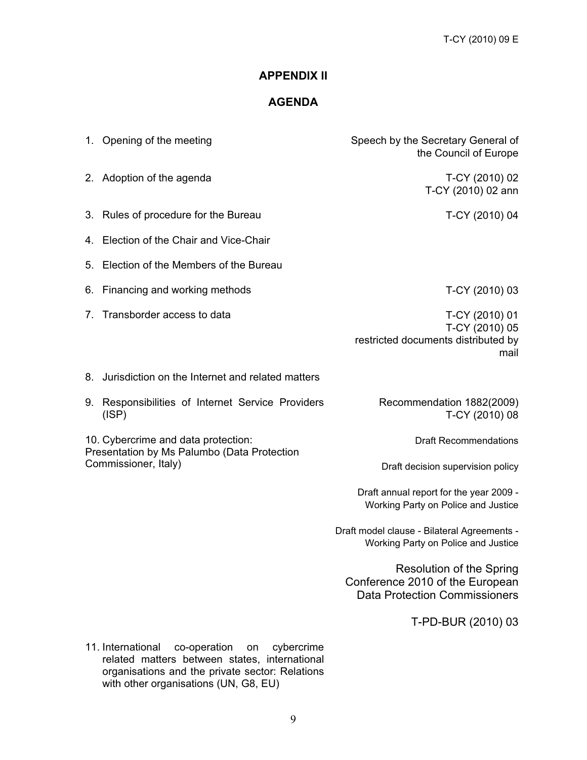## APPENDIX II

## AGENDA

| | |
|---|---|
| 1. Opening of the meeting | Speech by the Secretary General of the Council of Europe |
| 2. Adoption of the agenda | T-CY (2010) 02<br>T-CY (2010) 02 ann |
| 3. Rules of procedure for the Bureau | T-CY (2010) 04 |
| 4. Election of the Chair and Vice-Chair | |
| 5. Election of the Members of the Bureau | |
| 6. Financing and working methods | T-CY (2010) 03 |
| 7. Transborder access to data | T-CY (2010) 01<br>T-CY (2010) 05<br>restricted documents distributed by mail |
| 8. Jurisdiction on the Internet and related matters | |
| 9. Responsibilities of Internet Service Providers (ISP) | Recommendation 1882(2009)<br>T-CY (2010) 08 |
| 10. Cybercrime and data protection: Presentation by Ms Palumbo (Data Protection Commissioner, Italy) | Draft Recommendations<br>Draft decision supervision policy<br>Draft annual report for the year 2009 - Working Party on Police and Justice<br>Draft model clause - Bilateral Agreements - Working Party on Police and Justice<br>Resolution of the Spring Conference 2010 of the European Data Protection Commissioners<br>T-PD-BUR (2010) 03 |
| 11. International co-operation on cybercrime related matters between states, international organisations and the private sector: Relations with other organisations (UN, G8, EU) | |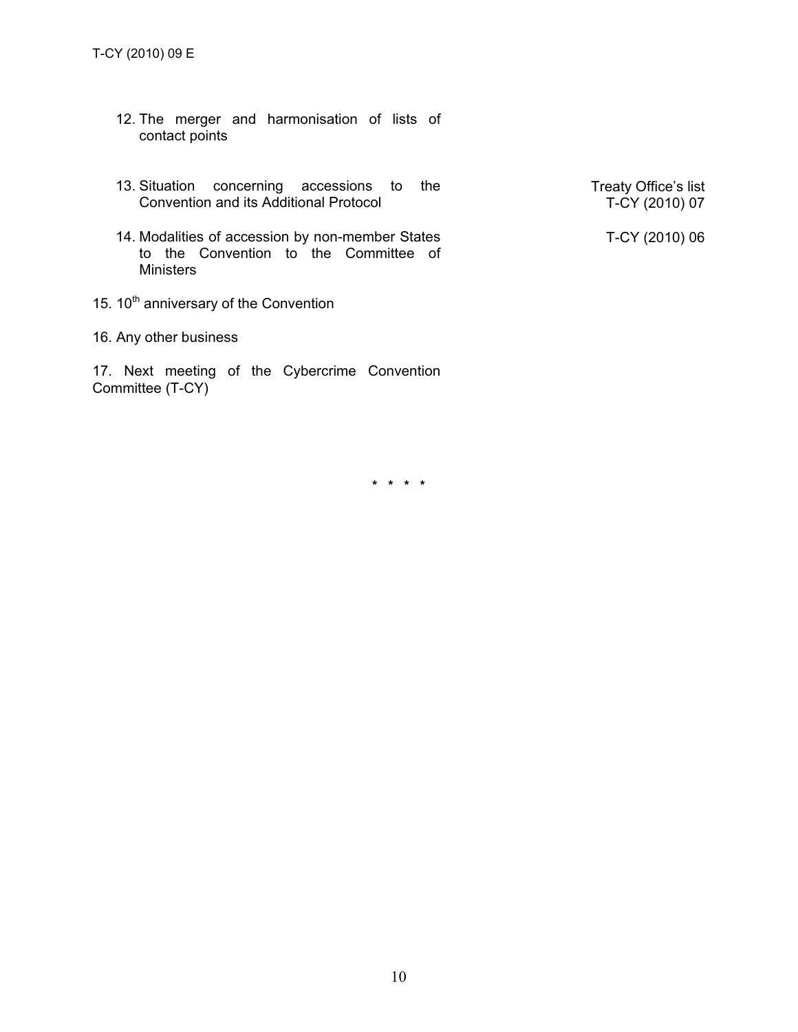12. The merger and harmonisation of lists of contact points

13. Situation concerning accessions to the Convention and its Additional Protocol — Treaty Office's list T-CY (2010) 07

14. Modalities of accession by non-member States to the Convention to the Committee of Ministers — T-CY (2010) 06

15. 10th anniversary of the Convention

16. Any other business

17. Next meeting of the Cybercrime Convention Committee (T-CY)

\* \* \* \*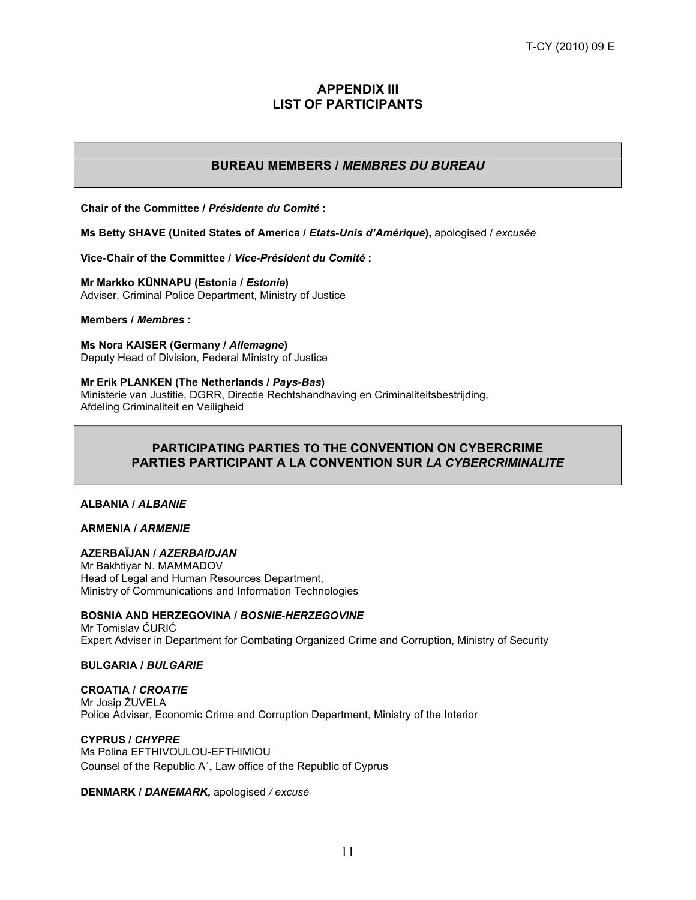## APPENDIX III
## LIST OF PARTICIPANTS

### BUREAU MEMBERS / *MEMBRES DU BUREAU*

**Chair of the Committee / *Présidente du Comité* :**

**Ms Betty SHAVE (United States of America / *Etats-Unis d'Amérique*),** apologised / *excusée*

**Vice-Chair of the Committee / *Vice-Président du Comité* :**

**Mr Markko KÜNNAPU (Estonia / *Estonie*)**
Adviser, Criminal Police Department, Ministry of Justice

**Members / *Membres* :**

**Ms Nora KAISER (Germany / *Allemagne*)**
Deputy Head of Division, Federal Ministry of Justice

**Mr Erik PLANKEN (The Netherlands / *Pays-Bas*)**
Ministerie van Justitie, DGRR, Directie Rechtshandhaving en Criminaliteitsbestrijding,
Afdeling Criminaliteit en Veiligheid

### PARTICIPATING PARTIES TO THE CONVENTION ON CYBERCRIME
### PARTIES PARTICIPANT A LA CONVENTION SUR *LA CYBERCRIMINALITE*

**ALBANIA / *ALBANIE***

**ARMENIA / *ARMENIE***

**AZERBAÏJAN / *AZERBAIDJAN***
Mr Bakhtiyar N. MAMMADOV
Head of Legal and Human Resources Department,
Ministry of Communications and Information Technologies

**BOSNIA AND HERZEGOVINA / *BOSNIE-HERZEGOVINE***
Mr Tomislav ĆURIĆ
Expert Adviser in Department for Combating Organized Crime and Corruption, Ministry of Security

**BULGARIA / *BULGARIE***

**CROATIA / *CROATIE***
Mr Josip ŽUVELA
Police Adviser, Economic Crime and Corruption Department, Ministry of the Interior

**CYPRUS / *CHYPRE***
Ms Polina EFTHIVOULOU-EFTHIMIOU
Counsel of the Republic A΄, Law office of the Republic of Cyprus

**DENMARK / *DANEMARK,*** apologised */ excusé*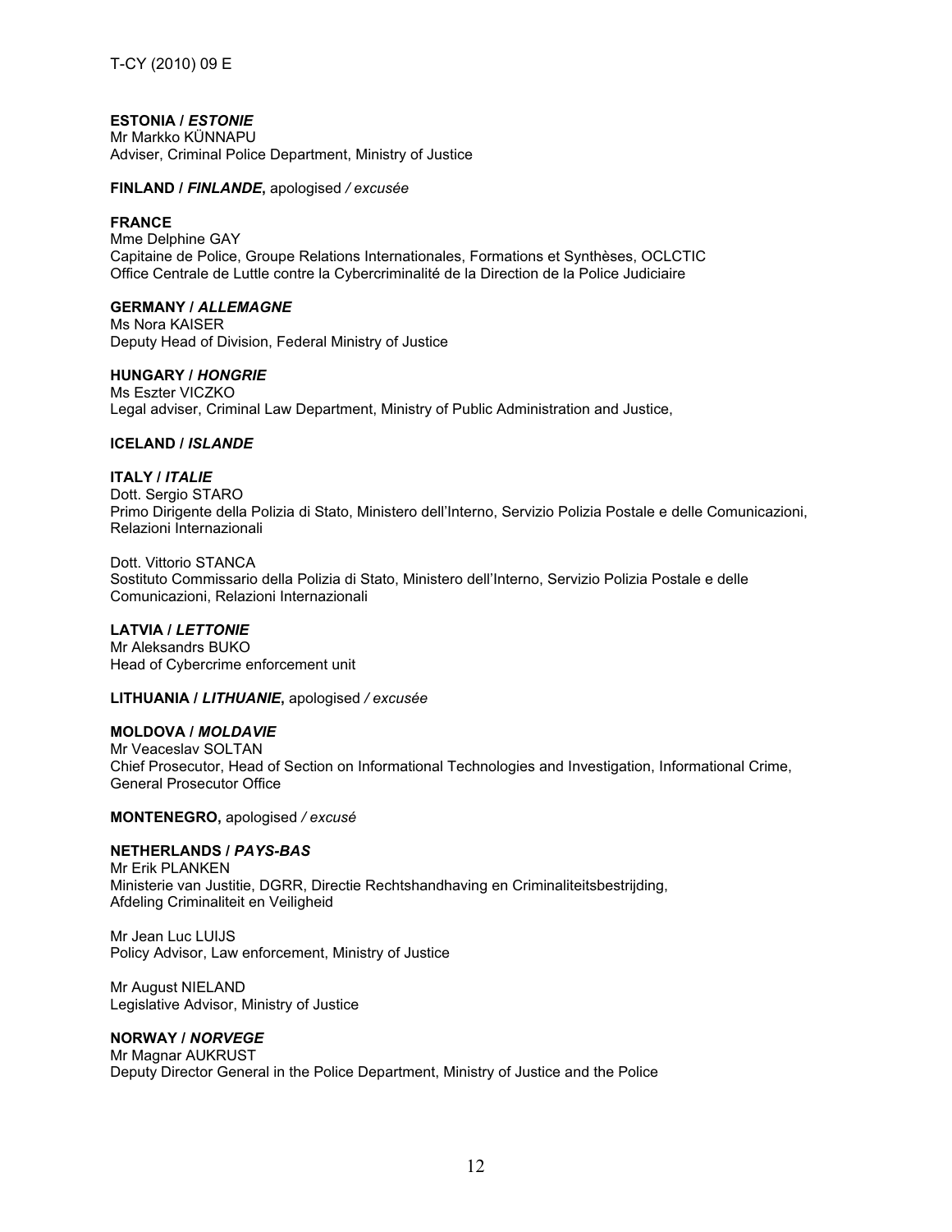**ESTONIA / *ESTONIE***
Mr Markko KÜNNAPU
Adviser, Criminal Police Department, Ministry of Justice

**FINLAND / *FINLANDE*,** apologised */ excusée*

**FRANCE**
Mme Delphine GAY
Capitaine de Police, Groupe Relations Internationales, Formations et Synthèses, OCLCTIC
Office Centrale de Luttle contre la Cybercriminalité de la Direction de la Police Judiciaire

**GERMANY / *ALLEMAGNE***
Ms Nora KAISER
Deputy Head of Division, Federal Ministry of Justice

**HUNGARY / *HONGRIE***
Ms Eszter VICZKO
Legal adviser, Criminal Law Department, Ministry of Public Administration and Justice,

**ICELAND / *ISLANDE***

**ITALY / *ITALIE***
Dott. Sergio STARO
Primo Dirigente della Polizia di Stato, Ministero dell'Interno, Servizio Polizia Postale e delle Comunicazioni, Relazioni Internazionali

Dott. Vittorio STANCA
Sostituto Commissario della Polizia di Stato, Ministero dell'Interno, Servizio Polizia Postale e delle Comunicazioni, Relazioni Internazionali

**LATVIA / *LETTONIE***
Mr Aleksandrs BUKO
Head of Cybercrime enforcement unit

**LITHUANIA / *LITHUANIE*,** apologised */ excusée*

**MOLDOVA / *MOLDAVIE***
Mr Veaceslav SOLTAN
Chief Prosecutor, Head of Section on Informational Technologies and Investigation, Informational Crime, General Prosecutor Office

**MONTENEGRO,** apologised */ excusé*

**NETHERLANDS / *PAYS-BAS***
Mr Erik PLANKEN
Ministerie van Justitie, DGRR, Directie Rechtshandhaving en Criminaliteitsbestrijding, Afdeling Criminaliteit en Veiligheid

Mr Jean Luc LUIJS
Policy Advisor, Law enforcement, Ministry of Justice

Mr August NIELAND
Legislative Advisor, Ministry of Justice

**NORWAY / *NORVEGE***
Mr Magnar AUKRUST
Deputy Director General in the Police Department, Ministry of Justice and the Police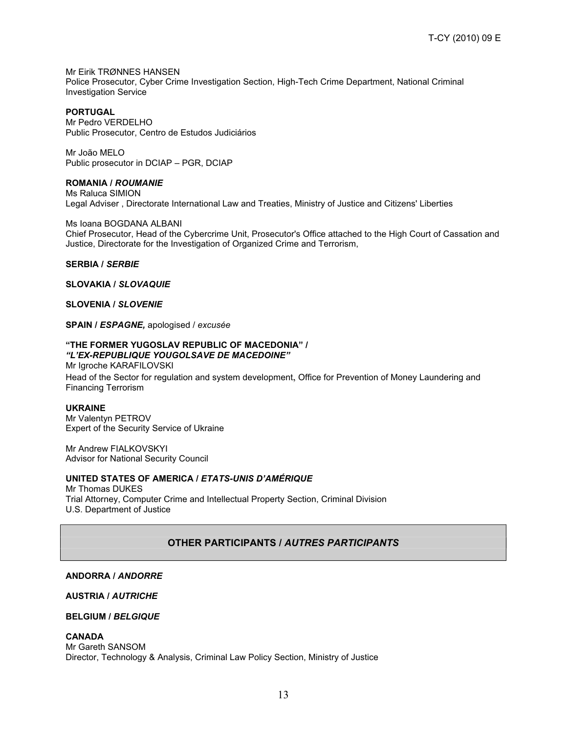Mr Eirik TRØNNES HANSEN
Police Prosecutor, Cyber Crime Investigation Section, High-Tech Crime Department, National Criminal Investigation Service

**PORTUGAL**
Mr Pedro VERDELHO
Public Prosecutor, Centro de Estudos Judiciários

Mr João MELO
Public prosecutor in DCIAP – PGR, DCIAP

**ROMANIA /** ***ROUMANIE***
Ms Raluca SIMION
Legal Adviser , Directorate International Law and Treaties, Ministry of Justice and Citizens' Liberties

Ms Ioana BOGDANA ALBANI
Chief Prosecutor, Head of the Cybercrime Unit, Prosecutor's Office attached to the High Court of Cassation and Justice, Directorate for the Investigation of Organized Crime and Terrorism,

**SERBIA /** ***SERBIE***

**SLOVAKIA /** ***SLOVAQUIE***

**SLOVENIA /** ***SLOVENIE***

**SPAIN /** ***ESPAGNE,*** apologised / *excusée*

**"THE FORMER YUGOSLAV REPUBLIC OF MACEDONIA" /**
***"L'EX-REPUBLIQUE YOUGOLSAVE DE MACEDOINE"***
Mr Igroche KARAFILOVSKI
Head of the Sector for regulation and system development**,** Office for Prevention of Money Laundering and Financing Terrorism

**UKRAINE**
Mr Valentyn PETROV
Expert of the Security Service of Ukraine

Mr Andrew FIALKOVSKYI
Advisor for National Security Council

**UNITED STATES OF AMERICA /** ***ETATS-UNIS D'AMÉRIQUE***
Mr Thomas DUKES
Trial Attorney, Computer Crime and Intellectual Property Section, Criminal Division
U.S. Department of Justice

## OTHER PARTICIPANTS / *AUTRES PARTICIPANTS*

**ANDORRA /** ***ANDORRE***

**AUSTRIA /** ***AUTRICHE***

**BELGIUM /** ***BELGIQUE***

**CANADA**
Mr Gareth SANSOM
Director, Technology & Analysis, Criminal Law Policy Section, Ministry of Justice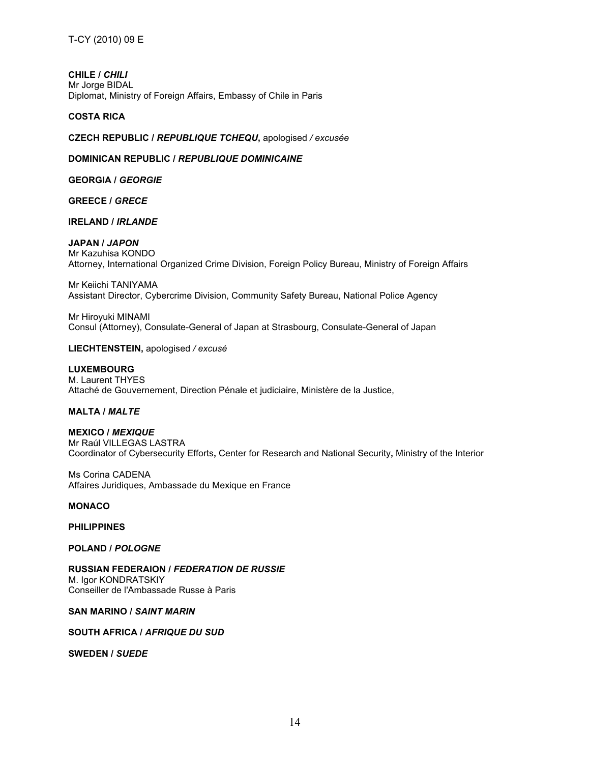**CHILE /** ***CHILI***
Mr Jorge BIDAL
Diplomat, Ministry of Foreign Affairs, Embassy of Chile in Paris

**COSTA RICA**

**CZECH REPUBLIC /** ***REPUBLIQUE TCHEQU*****,** apologised */ excusée*

**DOMINICAN REPUBLIC /** ***REPUBLIQUE DOMINICAINE***

**GEORGIA /** ***GEORGIE***

**GREECE /** ***GRECE***

**IRELAND /** ***IRLANDE***

**JAPAN /** ***JAPON***
Mr Kazuhisa KONDO
Attorney, International Organized Crime Division, Foreign Policy Bureau, Ministry of Foreign Affairs

Mr Keiichi TANIYAMA
Assistant Director, Cybercrime Division, Community Safety Bureau, National Police Agency

Mr Hiroyuki MINAMI
Consul (Attorney), Consulate-General of Japan at Strasbourg, Consulate-General of Japan

**LIECHTENSTEIN,** apologised */ excusé*

**LUXEMBOURG**
M. Laurent THYES
Attaché de Gouvernement, Direction Pénale et judiciaire, Ministère de la Justice,

**MALTA /** ***MALTE***

**MEXICO /** ***MEXIQUE***
Mr Raúl VILLEGAS LASTRA
Coordinator of Cybersecurity Efforts**,** Center for Research and National Security**,** Ministry of the Interior

Ms Corina CADENA
Affaires Juridiques, Ambassade du Mexique en France

**MONACO**

**PHILIPPINES**

**POLAND /** ***POLOGNE***

**RUSSIAN FEDERAION /** ***FEDERATION DE RUSSIE***
M. Igor KONDRATSKIY
Conseiller de l'Ambassade Russe à Paris

**SAN MARINO /** ***SAINT MARIN***

**SOUTH AFRICA /** ***AFRIQUE DU SUD***

**SWEDEN /** ***SUEDE***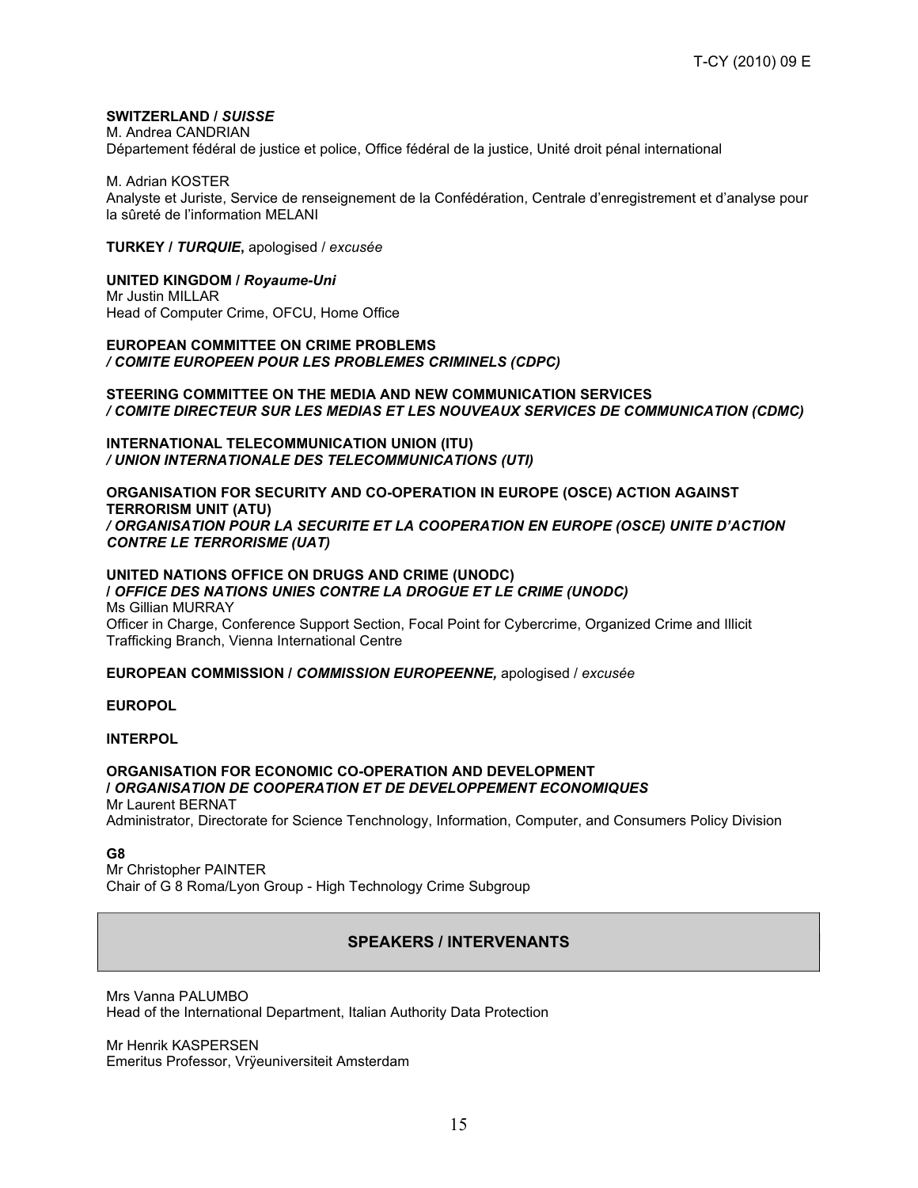**SWITZERLAND /** ***SUISSE***

M. Andrea CANDRIAN
Département fédéral de justice et police, Office fédéral de la justice, Unité droit pénal international

M. Adrian KOSTER
Analyste et Juriste, Service de renseignement de la Confédération, Centrale d'enregistrement et d'analyse pour la sûreté de l'information MELANI

**TURKEY /** ***TURQUIE*****,** apologised / *excusée*

**UNITED KINGDOM /** ***Royaume-Uni***

Mr Justin MILLAR
Head of Computer Crime, OFCU, Home Office

**EUROPEAN COMMITTEE ON CRIME PROBLEMS**
***/ COMITE EUROPEEN POUR LES PROBLEMES CRIMINELS (CDPC)***

**STEERING COMMITTEE ON THE MEDIA AND NEW COMMUNICATION SERVICES**
***/ COMITE DIRECTEUR SUR LES MEDIAS ET LES NOUVEAUX SERVICES DE COMMUNICATION (CDMC)***

**INTERNATIONAL TELECOMMUNICATION UNION (ITU)**
***/ UNION INTERNATIONALE DES TELECOMMUNICATIONS (UTI)***

**ORGANISATION FOR SECURITY AND CO-OPERATION IN EUROPE (OSCE) ACTION AGAINST TERRORISM UNIT (ATU)**
***/ ORGANISATION POUR LA SECURITE ET LA COOPERATION EN EUROPE (OSCE) UNITE D'ACTION CONTRE LE TERRORISME (UAT)***

**UNITED NATIONS OFFICE ON DRUGS AND CRIME (UNODC)**
**/** ***OFFICE DES NATIONS UNIES CONTRE LA DROGUE ET LE CRIME (UNODC)***

Ms Gillian MURRAY
Officer in Charge, Conference Support Section, Focal Point for Cybercrime, Organized Crime and Illicit Trafficking Branch, Vienna International Centre

**EUROPEAN COMMISSION /** ***COMMISSION EUROPEENNE,*** apologised / *excusée*

**EUROPOL**

**INTERPOL**

**ORGANISATION FOR ECONOMIC CO-OPERATION AND DEVELOPMENT**
**/** ***ORGANISATION DE COOPERATION ET DE DEVELOPPEMENT ECONOMIQUES***

Mr Laurent BERNAT
Administrator, Directorate for Science Tenchnology, Information, Computer, and Consumers Policy Division

**G8**

Mr Christopher PAINTER
Chair of G 8 Roma/Lyon Group - High Technology Crime Subgroup

## SPEAKERS / INTERVENANTS

Mrs Vanna PALUMBO
Head of the International Department, Italian Authority Data Protection

Mr Henrik KASPERSEN
Emeritus Professor, Vrÿeuniversiteit Amsterdam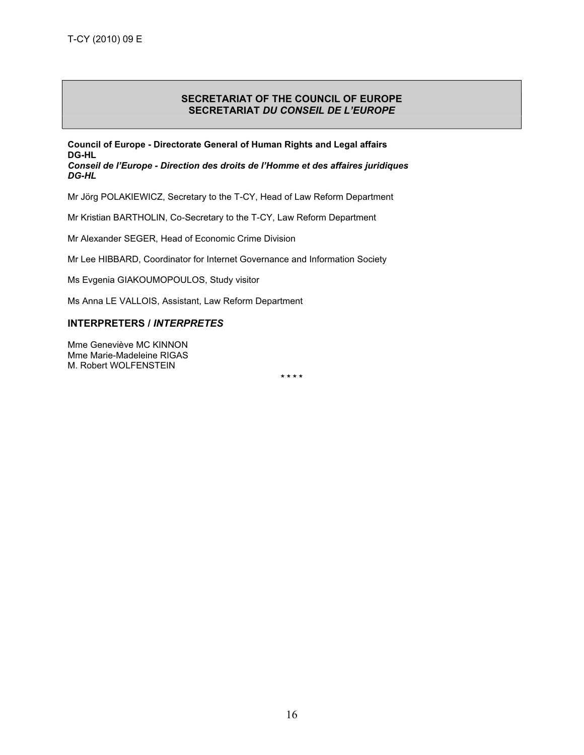## SECRETARIAT OF THE COUNCIL OF EUROPE
## SECRETARIAT *DU CONSEIL DE L'EUROPE*

**Council of Europe - Directorate General of Human Rights and Legal affairs**
**DG-HL**
***Conseil de l'Europe - Direction des droits de l'Homme et des affaires juridiques***
***DG-HL***

Mr Jörg POLAKIEWICZ, Secretary to the T-CY, Head of Law Reform Department

Mr Kristian BARTHOLIN, Co-Secretary to the T-CY, Law Reform Department

Mr Alexander SEGER, Head of Economic Crime Division

Mr Lee HIBBARD, Coordinator for Internet Governance and Information Society

Ms Evgenia GIAKOUMOPOULOS, Study visitor

Ms Anna LE VALLOIS, Assistant, Law Reform Department

### INTERPRETERS / *INTERPRETES*

Mme Geneviève MC KINNON
Mme Marie-Madeleine RIGAS
M. Robert WOLFENSTEIN

\* \* \* \*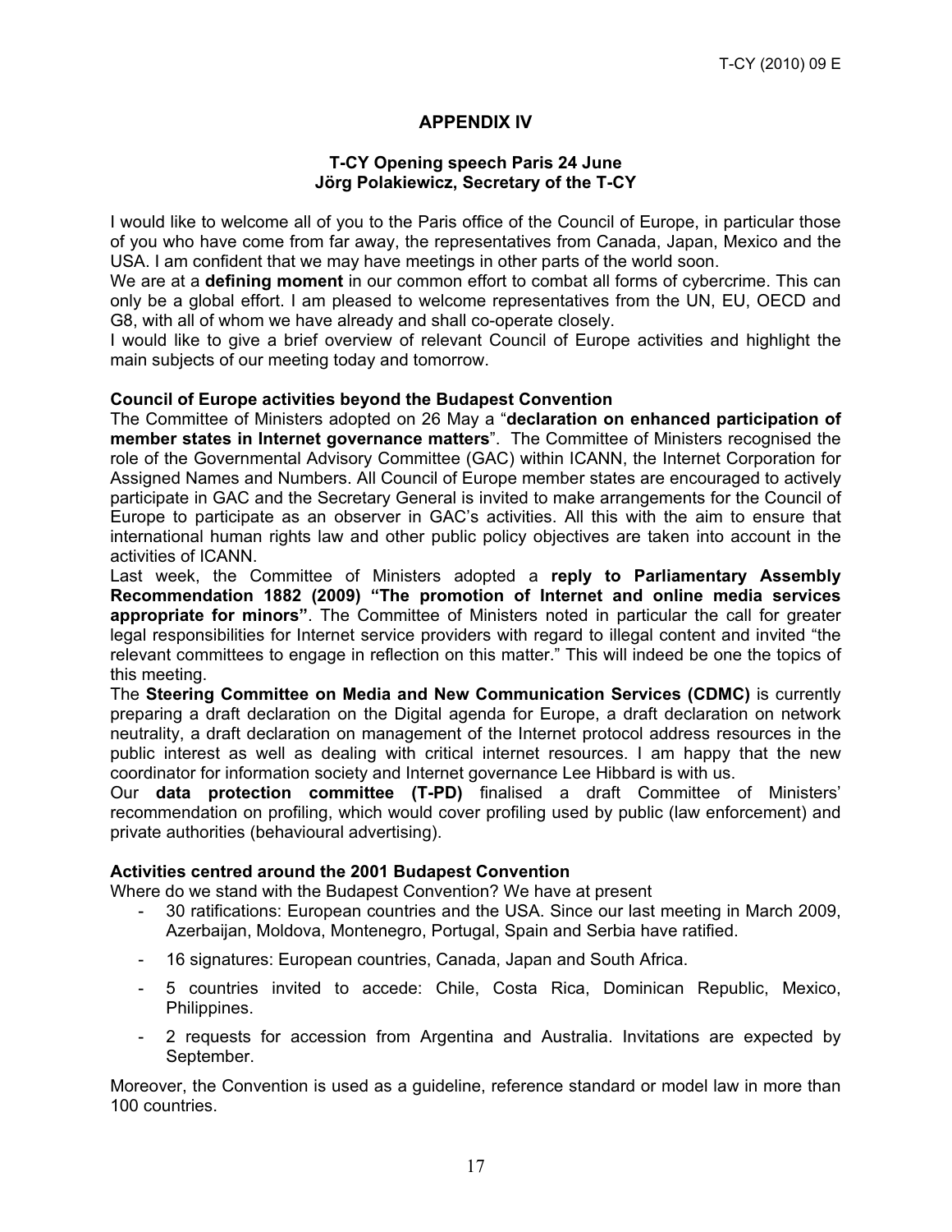## APPENDIX IV

### T-CY Opening speech Paris 24 June
### Jörg Polakiewicz, Secretary of the T-CY

I would like to welcome all of you to the Paris office of the Council of Europe, in particular those of you who have come from far away, the representatives from Canada, Japan, Mexico and the USA. I am confident that we may have meetings in other parts of the world soon.

We are at a **defining moment** in our common effort to combat all forms of cybercrime. This can only be a global effort. I am pleased to welcome representatives from the UN, EU, OECD and G8, with all of whom we have already and shall co-operate closely.

I would like to give a brief overview of relevant Council of Europe activities and highlight the main subjects of our meeting today and tomorrow.

**Council of Europe activities beyond the Budapest Convention**

The Committee of Ministers adopted on 26 May a "**declaration on enhanced participation of member states in Internet governance matters**". The Committee of Ministers recognised the role of the Governmental Advisory Committee (GAC) within ICANN, the Internet Corporation for Assigned Names and Numbers. All Council of Europe member states are encouraged to actively participate in GAC and the Secretary General is invited to make arrangements for the Council of Europe to participate as an observer in GAC's activities. All this with the aim to ensure that international human rights law and other public policy objectives are taken into account in the activities of ICANN.

Last week, the Committee of Ministers adopted a **reply to Parliamentary Assembly Recommendation 1882 (2009) "The promotion of Internet and online media services appropriate for minors"**. The Committee of Ministers noted in particular the call for greater legal responsibilities for Internet service providers with regard to illegal content and invited "the relevant committees to engage in reflection on this matter." This will indeed be one the topics of this meeting.

The **Steering Committee on Media and New Communication Services (CDMC)** is currently preparing a draft declaration on the Digital agenda for Europe, a draft declaration on network neutrality, a draft declaration on management of the Internet protocol address resources in the public interest as well as dealing with critical internet resources. I am happy that the new coordinator for information society and Internet governance Lee Hibbard is with us.

Our **data protection committee (T-PD)** finalised a draft Committee of Ministers' recommendation on profiling, which would cover profiling used by public (law enforcement) and private authorities (behavioural advertising).

**Activities centred around the 2001 Budapest Convention**

Where do we stand with the Budapest Convention? We have at present

- 30 ratifications: European countries and the USA. Since our last meeting in March 2009, Azerbaijan, Moldova, Montenegro, Portugal, Spain and Serbia have ratified.
- 16 signatures: European countries, Canada, Japan and South Africa.
- 5 countries invited to accede: Chile, Costa Rica, Dominican Republic, Mexico, Philippines.
- 2 requests for accession from Argentina and Australia. Invitations are expected by September.

Moreover, the Convention is used as a guideline, reference standard or model law in more than 100 countries.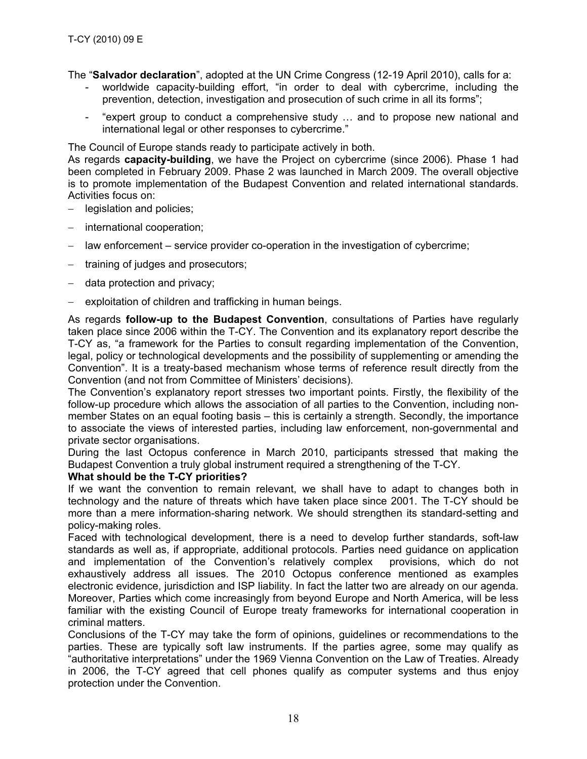The "**Salvador declaration**", adopted at the UN Crime Congress (12-19 April 2010), calls for a:

- worldwide capacity-building effort, "in order to deal with cybercrime, including the prevention, detection, investigation and prosecution of such crime in all its forms";
- "expert group to conduct a comprehensive study … and to propose new national and international legal or other responses to cybercrime."

The Council of Europe stands ready to participate actively in both.

As regards **capacity-building**, we have the Project on cybercrime (since 2006). Phase 1 had been completed in February 2009. Phase 2 was launched in March 2009. The overall objective is to promote implementation of the Budapest Convention and related international standards. Activities focus on:

- legislation and policies;
- international cooperation;
- law enforcement – service provider co-operation in the investigation of cybercrime;
- training of judges and prosecutors;
- data protection and privacy;
- exploitation of children and trafficking in human beings.

As regards **follow-up to the Budapest Convention**, consultations of Parties have regularly taken place since 2006 within the T-CY. The Convention and its explanatory report describe the T-CY as, "a framework for the Parties to consult regarding implementation of the Convention, legal, policy or technological developments and the possibility of supplementing or amending the Convention". It is a treaty-based mechanism whose terms of reference result directly from the Convention (and not from Committee of Ministers' decisions).

The Convention's explanatory report stresses two important points. Firstly, the flexibility of the follow-up procedure which allows the association of all parties to the Convention, including non-member States on an equal footing basis – this is certainly a strength. Secondly, the importance to associate the views of interested parties, including law enforcement, non-governmental and private sector organisations.

During the last Octopus conference in March 2010, participants stressed that making the Budapest Convention a truly global instrument required a strengthening of the T-CY.

**What should be the T-CY priorities?**

If we want the convention to remain relevant, we shall have to adapt to changes both in technology and the nature of threats which have taken place since 2001. The T-CY should be more than a mere information-sharing network. We should strengthen its standard-setting and policy-making roles.

Faced with technological development, there is a need to develop further standards, soft-law standards as well as, if appropriate, additional protocols. Parties need guidance on application and implementation of the Convention's relatively complex provisions, which do not exhaustively address all issues. The 2010 Octopus conference mentioned as examples electronic evidence, jurisdiction and ISP liability. In fact the latter two are already on our agenda. Moreover, Parties which come increasingly from beyond Europe and North America, will be less familiar with the existing Council of Europe treaty frameworks for international cooperation in criminal matters.

Conclusions of the T-CY may take the form of opinions, guidelines or recommendations to the parties. These are typically soft law instruments. If the parties agree, some may qualify as "authoritative interpretations" under the 1969 Vienna Convention on the Law of Treaties. Already in 2006, the T-CY agreed that cell phones qualify as computer systems and thus enjoy protection under the Convention.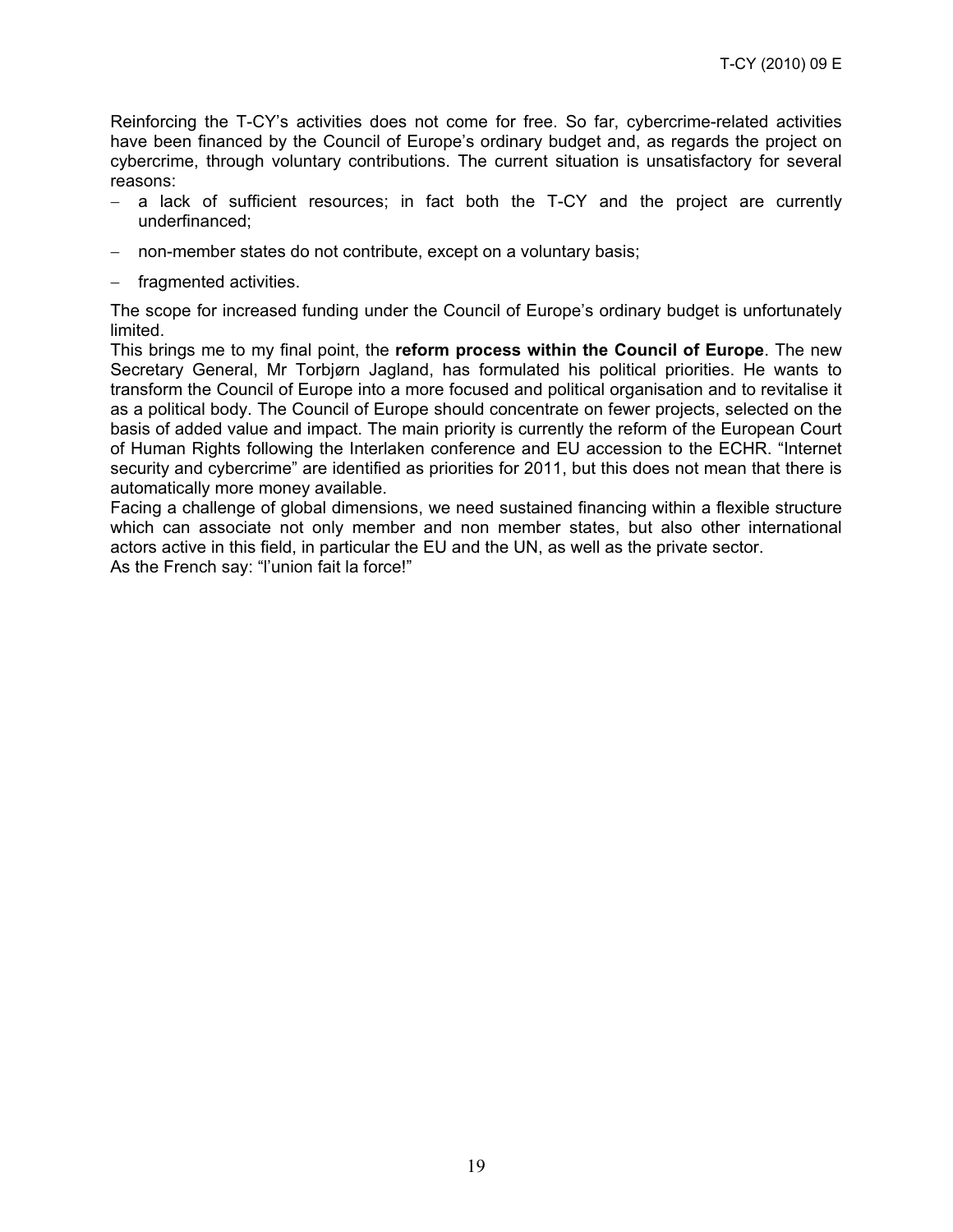Reinforcing the T-CY's activities does not come for free. So far, cybercrime-related activities have been financed by the Council of Europe's ordinary budget and, as regards the project on cybercrime, through voluntary contributions. The current situation is unsatisfactory for several reasons:

- a lack of sufficient resources; in fact both the T-CY and the project are currently underfinanced;
- non-member states do not contribute, except on a voluntary basis;
- fragmented activities.

The scope for increased funding under the Council of Europe's ordinary budget is unfortunately limited.

This brings me to my final point, the **reform process within the Council of Europe**. The new Secretary General, Mr Torbjørn Jagland, has formulated his political priorities. He wants to transform the Council of Europe into a more focused and political organisation and to revitalise it as a political body. The Council of Europe should concentrate on fewer projects, selected on the basis of added value and impact. The main priority is currently the reform of the European Court of Human Rights following the Interlaken conference and EU accession to the ECHR. "Internet security and cybercrime" are identified as priorities for 2011, but this does not mean that there is automatically more money available.

Facing a challenge of global dimensions, we need sustained financing within a flexible structure which can associate not only member and non member states, but also other international actors active in this field, in particular the EU and the UN, as well as the private sector.

As the French say: "l'union fait la force!"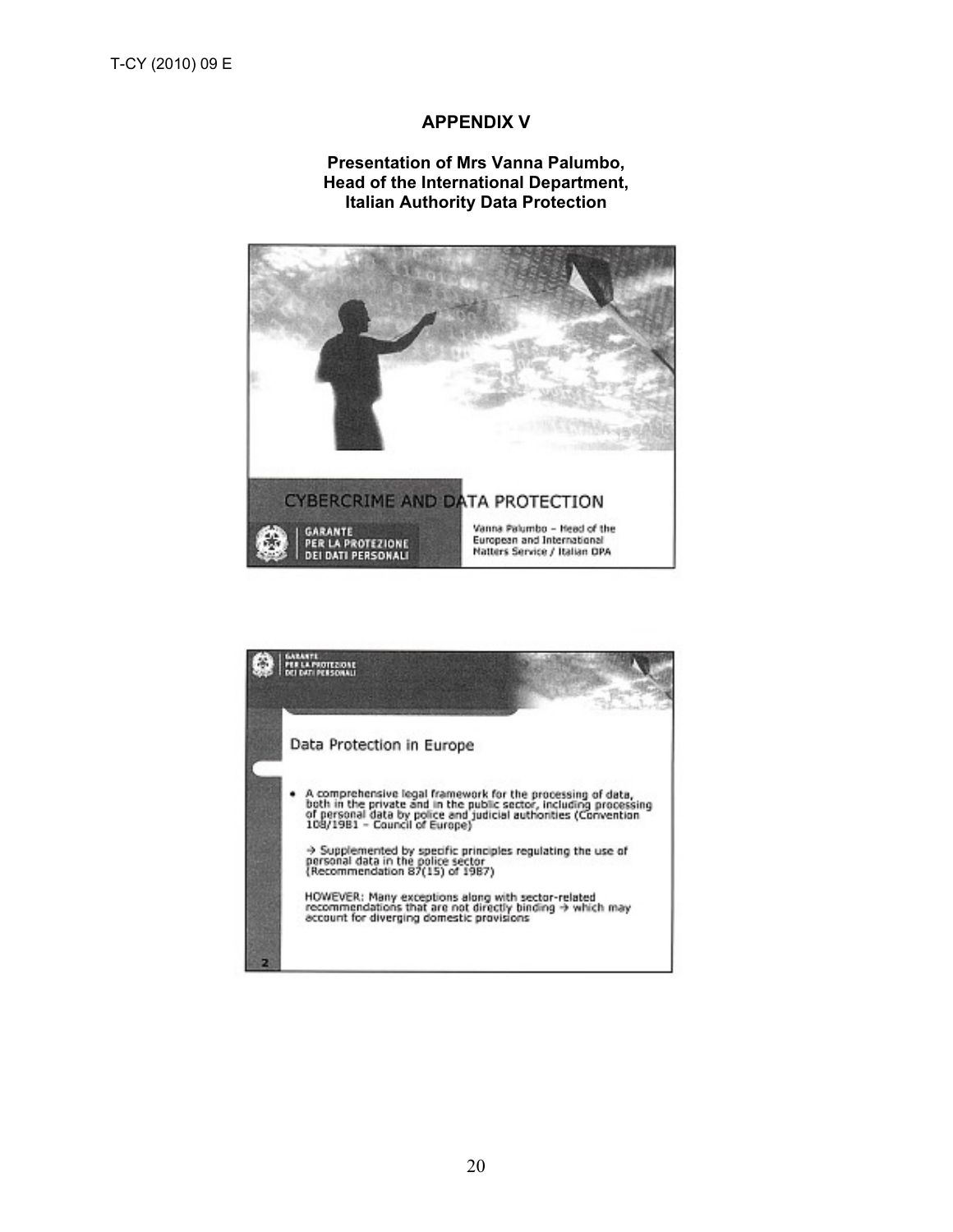# APPENDIX V

**Presentation of Mrs Vanna Palumbo,**
**Head of the International Department,**
**Italian Authority Data Protection**

CYBERCRIME AND DATA PROTECTION

GARANTE PER LA PROTEZIONE DEI DATI PERSONALI

Vanna Palumbo – Head of the European and International Matters Service / Italian DPA

---

GARANTE PER LA PROTEZIONE DEI DATI PERSONALI

## Data Protection in Europe

- A comprehensive legal framework for the processing of data, both in the private and in the public sector, including processing of personal data by police and judicial authorities (Convention 108/1981 – Council of Europe)

→ Supplemented by specific principles regulating the use of personal data in the police sector (Recommendation 87(15) of 1987)

HOWEVER: Many exceptions along with sector-related recommendations that are not directly binding → which may account for diverging domestic provisions

2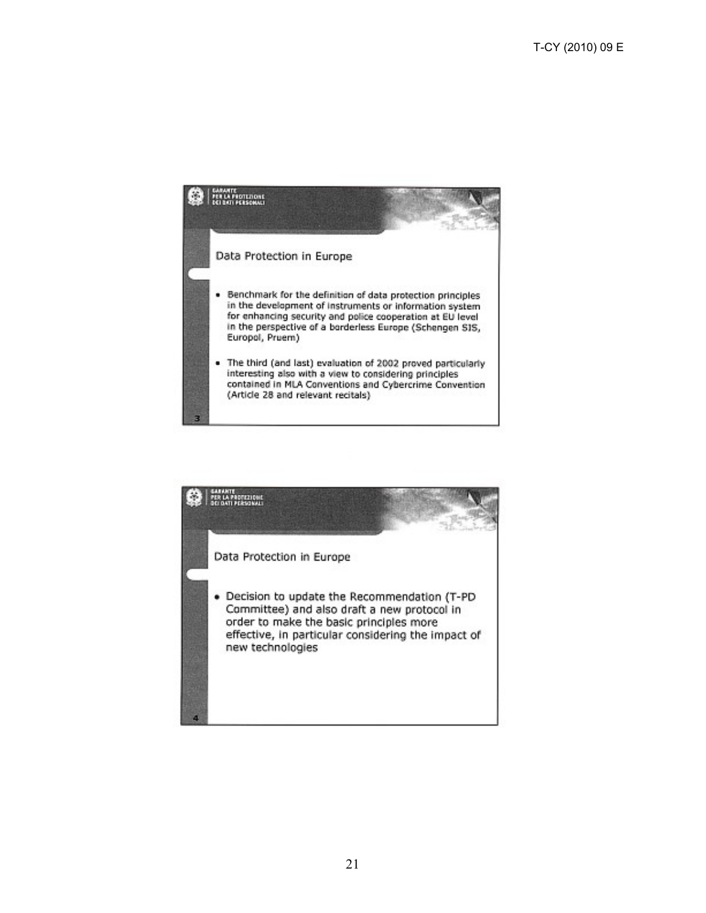GARANTE PER LA PROTEZIONE DEI DATI PERSONALI

## Data Protection in Europe

- Benchmark for the definition of data protection principles in the development of instruments or information system for enhancing security and police cooperation at EU level in the perspective of a borderless Europe (Schengen SIS, Europol, Pruem)
- The third (and last) evaluation of 2002 proved particularly interesting also with a view to considering principles contained in MLA Conventions and Cybercrime Convention (Article 28 and relevant recitals)

3

GARANTE PER LA PROTEZIONE DEI DATI PERSONALI

## Data Protection in Europe

- Decision to update the Recommendation (T-PD Committee) and also draft a new protocol in order to make the basic principles more effective, in particular considering the impact of new technologies

4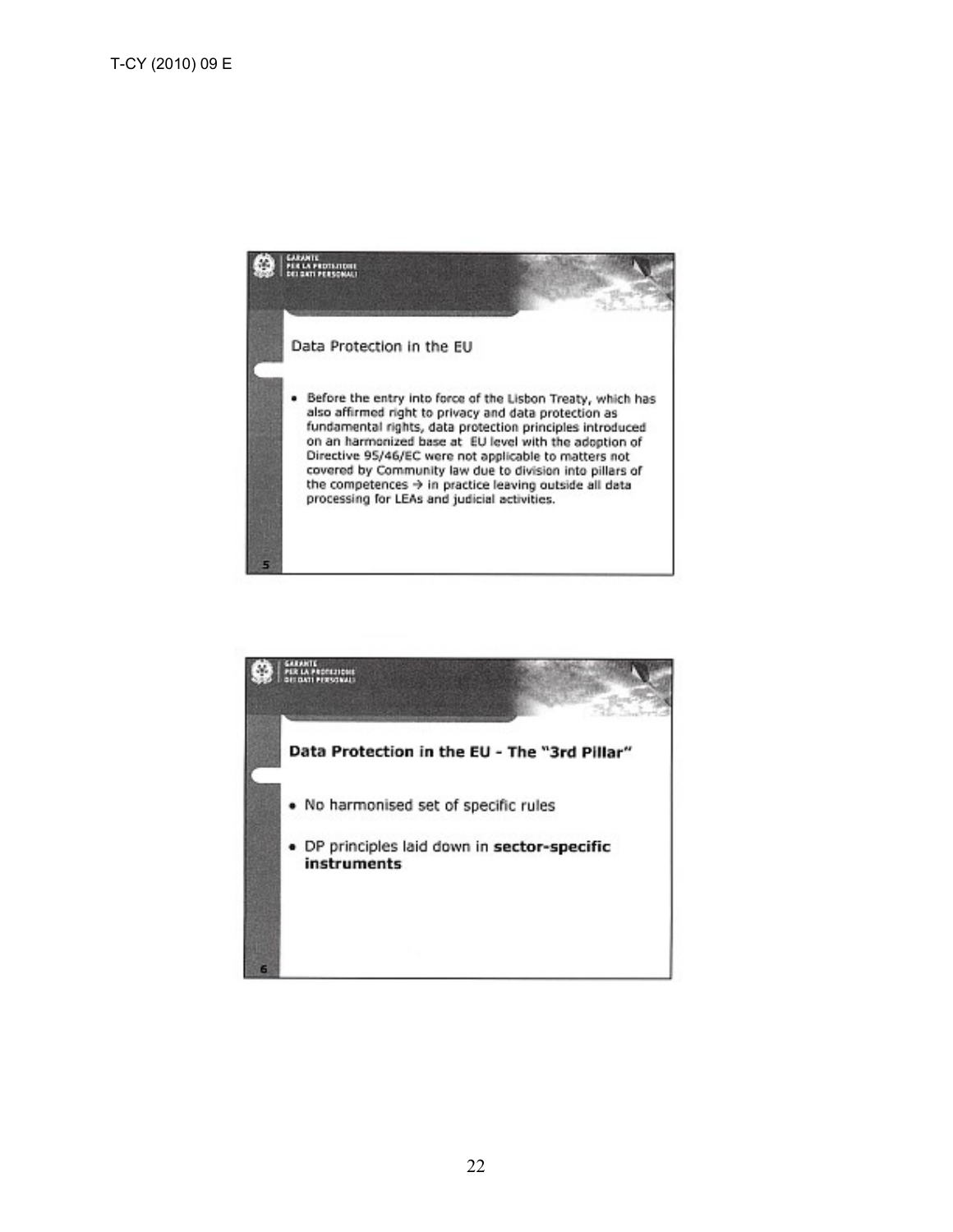GARANTE PER LA PROTEZIONE DEI DATI PERSONALI

## Data Protection in the EU

- Before the entry into force of the Lisbon Treaty, which has also affirmed right to privacy and data protection as fundamental rights, data protection principles introduced on an harmonized base at EU level with the adoption of Directive 95/46/EC were not applicable to matters not covered by Community law due to division into pillars of the competences → in practice leaving outside all data processing for LEAs and judicial activities.

5

GARANTE PER LA PROTEZIONE DEI DATI PERSONALI

## Data Protection in the EU - The "3rd Pillar"

- No harmonised set of specific rules
- DP principles laid down in **sector-specific instruments**

6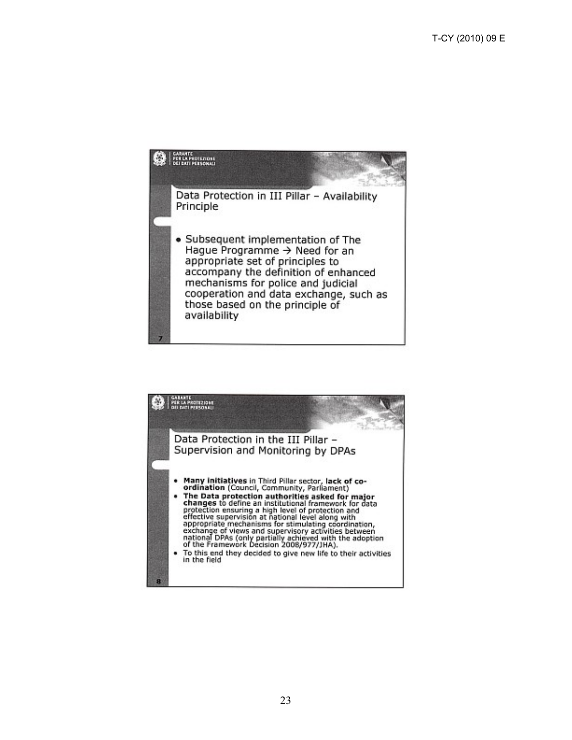## Data Protection in III Pillar – Availability Principle

- Subsequent implementation of The Hague Programme → Need for an appropriate set of principles to accompany the definition of enhanced mechanisms for police and judicial cooperation and data exchange, such as those based on the principle of availability

## Data Protection in the III Pillar – Supervision and Monitoring by DPAs

- **Many initiatives** in Third Pillar sector, **lack of co-ordination** (Council, Community, Parliament)
- **The Data protection authorities asked for major changes** to define an institutional framework for data protection ensuring a high level of protection and effective supervision at national level along with appropriate mechanisms for stimulating coordination, exchange of views and supervisory activities between national DPAs (only partially achieved with the adoption of the Framework Decision 2008/977/JHA).
- To this end they decided to give new life to their activities in the field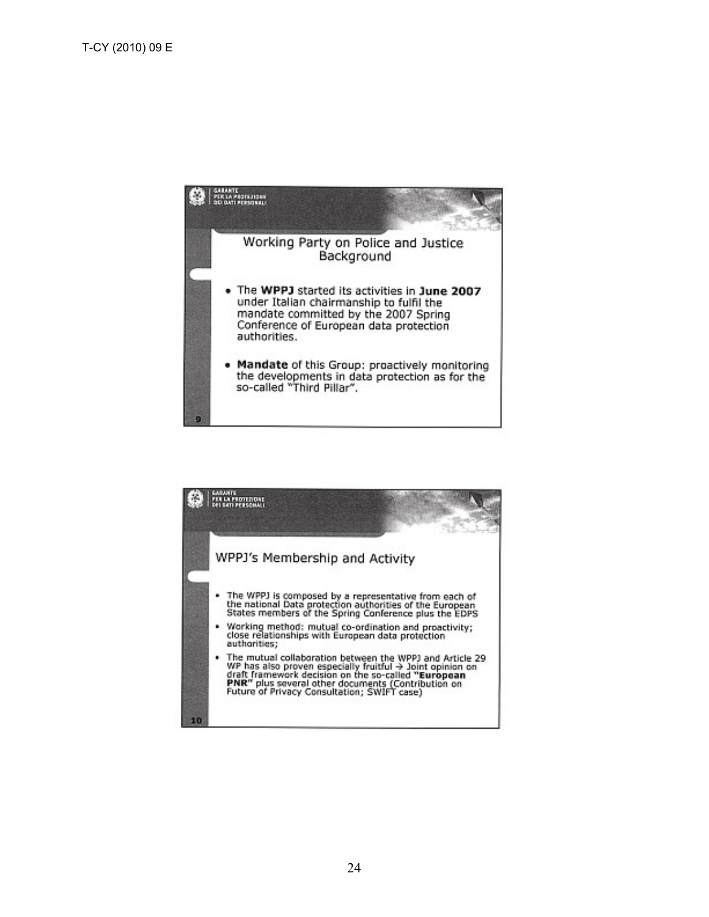GARANTE PER LA PROTEZIONE DEI DATI PERSONALI

## Working Party on Police and Justice Background

- The **WPPJ** started its activities in **June 2007** under Italian chairmanship to fulfil the mandate committed by the 2007 Spring Conference of European data protection authorities.
- **Mandate** of this Group: proactively monitoring the developments in data protection as for the so-called "Third Pillar".

9

GARANTE PER LA PROTEZIONE DEI DATI PERSONALI

## WPPJ's Membership and Activity

- The WPPJ is composed by a representative from each of the national Data protection authorities of the European States members of the Spring Conference plus the EDPS
- Working method: mutual co-ordination and proactivity; close relationships with European data protection authorities;
- The mutual collaboration between the WPPJ and Article 29 WP has also proven especially fruitful → Joint opinion on draft framework decision on the so-called **"European PNR"** plus several other documents (Contribution on Future of Privacy Consultation; SWIFT case)

10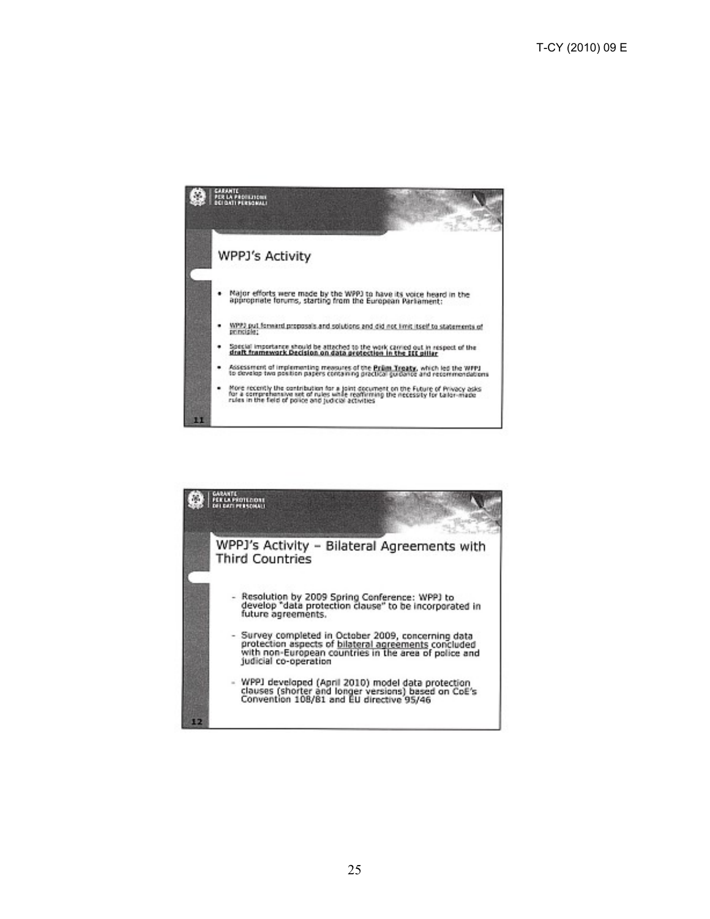**GARANTE PER LA PROTEZIONE DEI DATI PERSONALI**

## WPPJ's Activity

- Major efforts were made by the WPPJ to have its voice heard in the appropriate forums, starting from the European Parliament;
- WPPJ put forward proposals and solutions and did not limit itself to statements of principle;
- Special importance should be attached to the work carried out in respect of the **draft framework Decision on data protection in the III pillar**
- Assessment of implementing measures of the **Prüm Treaty**, which led the WPPJ to develop two position papers containing practical guidance and recommendations
- More recently the contribution for a joint document on the Future of Privacy asks for a comprehensive set of rules while reaffirming the necessity for tailor-made rules in the field of police and judicial activities

11

**GARANTE PER LA PROTEZIONE DEI DATI PERSONALI**

## WPPJ's Activity – Bilateral Agreements with Third Countries

- Resolution by 2009 Spring Conference: WPPJ to develop "data protection clause" to be incorporated in future agreements.
- Survey completed in October 2009, concerning data protection aspects of bilateral agreements concluded with non-European countries in the area of police and judicial co-operation
- WPPJ developed (April 2010) model data protection clauses (shorter and longer versions) based on CoE's Convention 108/81 and EU directive 95/46

12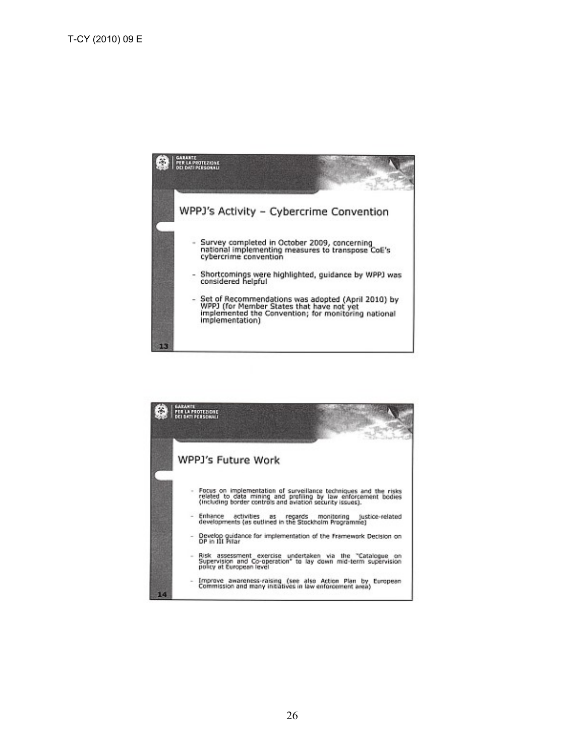GARANTE PER LA PROTEZIONE DEI DATI PERSONALI

## WPPJ's Activity – Cybercrime Convention

- Survey completed in October 2009, concerning national implementing measures to transpose CoE's cybercrime convention
- Shortcomings were highlighted, guidance by WPPJ was considered helpful
- Set of Recommendations was adopted (April 2010) by WPPJ (for Member States that have not yet implemented the Convention; for monitoring national implementation)

13

GARANTE PER LA PROTEZIONE DEI DATI PERSONALI

## WPPJ's Future Work

- Focus on implementation of surveillance techniques and the risks related to data mining and profiling by law enforcement bodies (including border controls and aviation security issues).
- Enhance activities as regards monitoring justice-related developments (as outlined in the Stockholm Programme)
- Develop guidance for implementation of the Framework Decision on DP in III Pillar
- Risk assessment exercise undertaken via the "Catalogue on Supervision and Co-operation" to lay down mid-term supervision policy at European level
- Improve awareness-raising (see also Action Plan by European Commission and many initiatives in law enforcement area)

14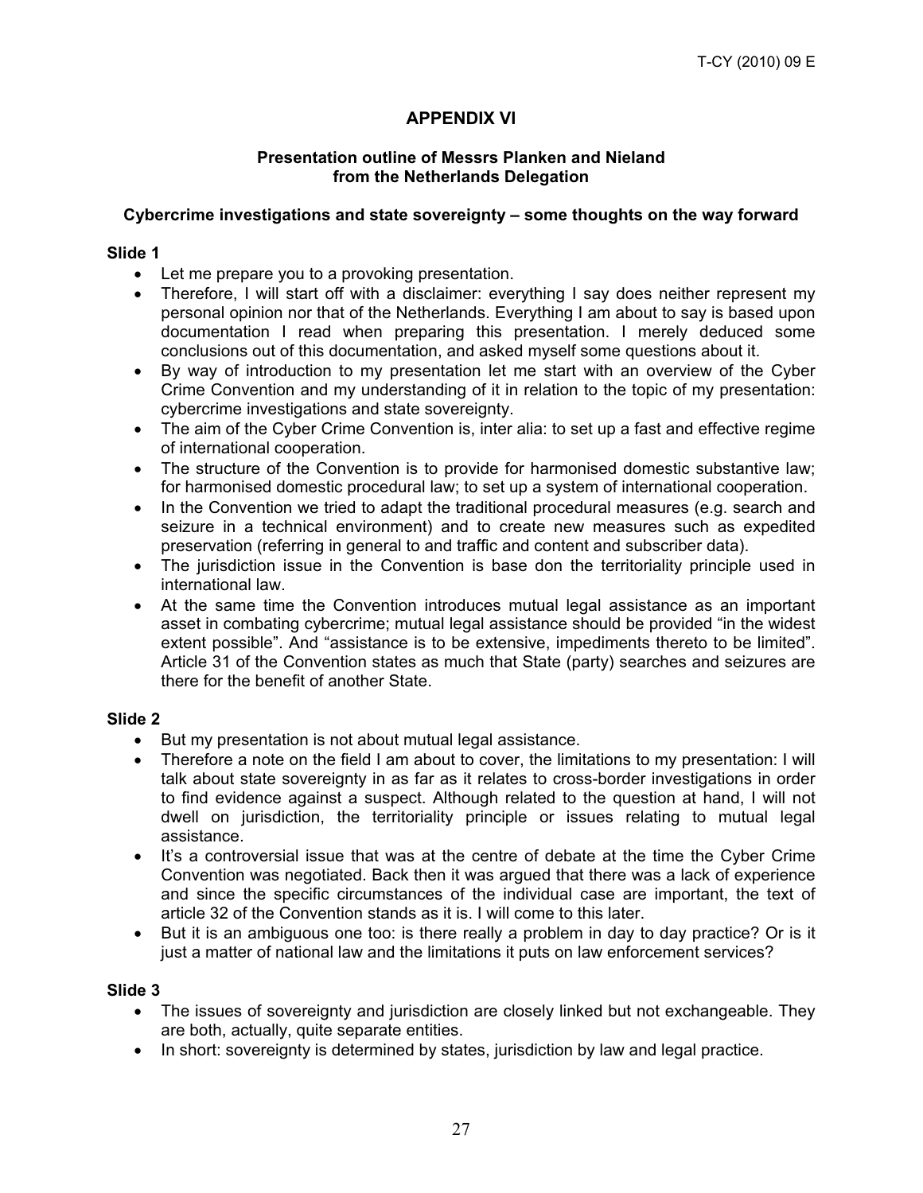# APPENDIX VI

### Presentation outline of Messrs Planken and Nieland from the Netherlands Delegation

### Cybercrime investigations and state sovereignty – some thoughts on the way forward

**Slide 1**

- Let me prepare you to a provoking presentation.
- Therefore, I will start off with a disclaimer: everything I say does neither represent my personal opinion nor that of the Netherlands. Everything I am about to say is based upon documentation I read when preparing this presentation. I merely deduced some conclusions out of this documentation, and asked myself some questions about it.
- By way of introduction to my presentation let me start with an overview of the Cyber Crime Convention and my understanding of it in relation to the topic of my presentation: cybercrime investigations and state sovereignty.
- The aim of the Cyber Crime Convention is, inter alia: to set up a fast and effective regime of international cooperation.
- The structure of the Convention is to provide for harmonised domestic substantive law; for harmonised domestic procedural law; to set up a system of international cooperation.
- In the Convention we tried to adapt the traditional procedural measures (e.g. search and seizure in a technical environment) and to create new measures such as expedited preservation (referring in general to and traffic and content and subscriber data).
- The jurisdiction issue in the Convention is base don the territoriality principle used in international law.
- At the same time the Convention introduces mutual legal assistance as an important asset in combating cybercrime; mutual legal assistance should be provided "in the widest extent possible". And "assistance is to be extensive, impediments thereto to be limited". Article 31 of the Convention states as much that State (party) searches and seizures are there for the benefit of another State.

**Slide 2**

- But my presentation is not about mutual legal assistance.
- Therefore a note on the field I am about to cover, the limitations to my presentation: I will talk about state sovereignty in as far as it relates to cross-border investigations in order to find evidence against a suspect. Although related to the question at hand, I will not dwell on jurisdiction, the territoriality principle or issues relating to mutual legal assistance.
- It's a controversial issue that was at the centre of debate at the time the Cyber Crime Convention was negotiated. Back then it was argued that there was a lack of experience and since the specific circumstances of the individual case are important, the text of article 32 of the Convention stands as it is. I will come to this later.
- But it is an ambiguous one too: is there really a problem in day to day practice? Or is it just a matter of national law and the limitations it puts on law enforcement services?

**Slide 3**

- The issues of sovereignty and jurisdiction are closely linked but not exchangeable. They are both, actually, quite separate entities.
- In short: sovereignty is determined by states, jurisdiction by law and legal practice.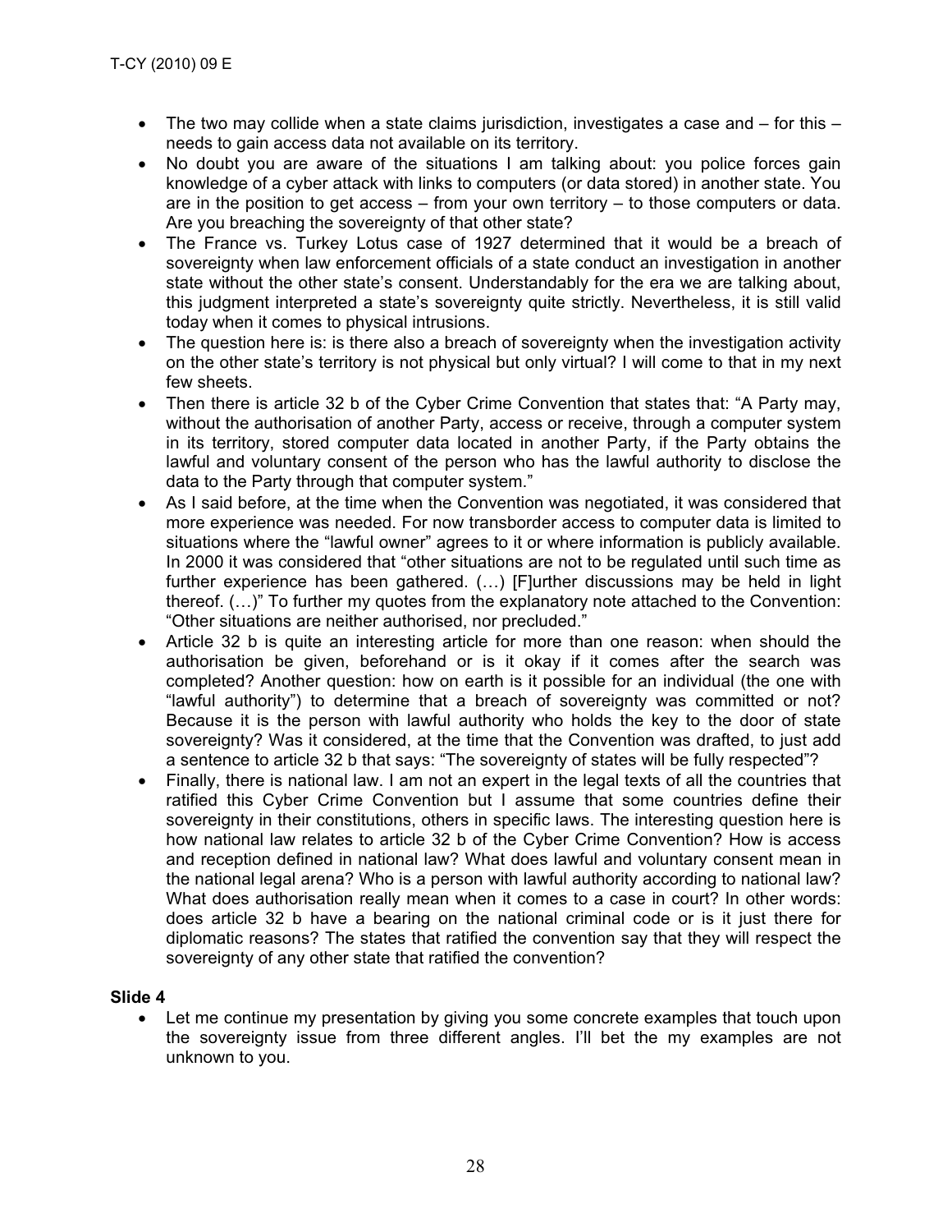- The two may collide when a state claims jurisdiction, investigates a case and – for this – needs to gain access data not available on its territory.
- No doubt you are aware of the situations I am talking about: you police forces gain knowledge of a cyber attack with links to computers (or data stored) in another state. You are in the position to get access – from your own territory – to those computers or data. Are you breaching the sovereignty of that other state?
- The France vs. Turkey Lotus case of 1927 determined that it would be a breach of sovereignty when law enforcement officials of a state conduct an investigation in another state without the other state's consent. Understandably for the era we are talking about, this judgment interpreted a state's sovereignty quite strictly. Nevertheless, it is still valid today when it comes to physical intrusions.
- The question here is: is there also a breach of sovereignty when the investigation activity on the other state's territory is not physical but only virtual? I will come to that in my next few sheets.
- Then there is article 32 b of the Cyber Crime Convention that states that: "A Party may, without the authorisation of another Party, access or receive, through a computer system in its territory, stored computer data located in another Party, if the Party obtains the lawful and voluntary consent of the person who has the lawful authority to disclose the data to the Party through that computer system."
- As I said before, at the time when the Convention was negotiated, it was considered that more experience was needed. For now transborder access to computer data is limited to situations where the "lawful owner" agrees to it or where information is publicly available. In 2000 it was considered that "other situations are not to be regulated until such time as further experience has been gathered. (…) [F]urther discussions may be held in light thereof. (…)" To further my quotes from the explanatory note attached to the Convention: "Other situations are neither authorised, nor precluded."
- Article 32 b is quite an interesting article for more than one reason: when should the authorisation be given, beforehand or is it okay if it comes after the search was completed? Another question: how on earth is it possible for an individual (the one with "lawful authority") to determine that a breach of sovereignty was committed or not? Because it is the person with lawful authority who holds the key to the door of state sovereignty? Was it considered, at the time that the Convention was drafted, to just add a sentence to article 32 b that says: "The sovereignty of states will be fully respected"?
- Finally, there is national law. I am not an expert in the legal texts of all the countries that ratified this Cyber Crime Convention but I assume that some countries define their sovereignty in their constitutions, others in specific laws. The interesting question here is how national law relates to article 32 b of the Cyber Crime Convention? How is access and reception defined in national law? What does lawful and voluntary consent mean in the national legal arena? Who is a person with lawful authority according to national law? What does authorisation really mean when it comes to a case in court? In other words: does article 32 b have a bearing on the national criminal code or is it just there for diplomatic reasons? The states that ratified the convention say that they will respect the sovereignty of any other state that ratified the convention?

**Slide 4**

- Let me continue my presentation by giving you some concrete examples that touch upon the sovereignty issue from three different angles. I'll bet the my examples are not unknown to you.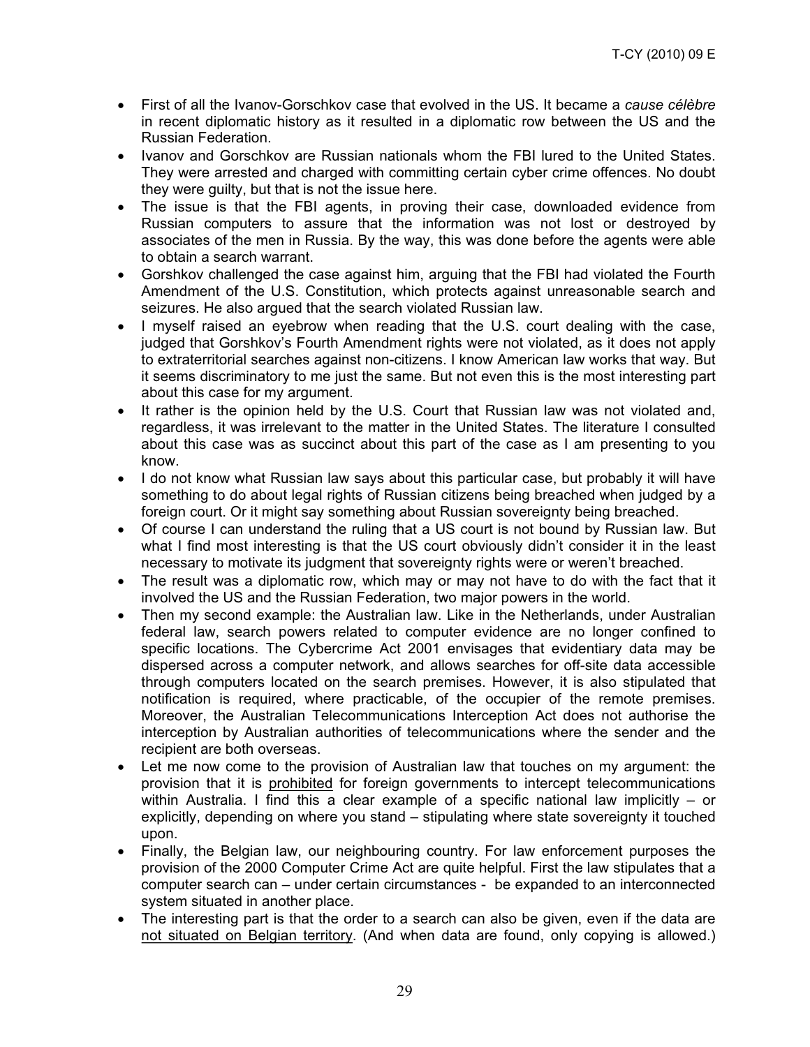- First of all the Ivanov-Gorschkov case that evolved in the US. It became a *cause célèbre* in recent diplomatic history as it resulted in a diplomatic row between the US and the Russian Federation.
- Ivanov and Gorschkov are Russian nationals whom the FBI lured to the United States. They were arrested and charged with committing certain cyber crime offences. No doubt they were guilty, but that is not the issue here.
- The issue is that the FBI agents, in proving their case, downloaded evidence from Russian computers to assure that the information was not lost or destroyed by associates of the men in Russia. By the way, this was done before the agents were able to obtain a search warrant.
- Gorshkov challenged the case against him, arguing that the FBI had violated the Fourth Amendment of the U.S. Constitution, which protects against unreasonable search and seizures. He also argued that the search violated Russian law.
- I myself raised an eyebrow when reading that the U.S. court dealing with the case, judged that Gorshkov's Fourth Amendment rights were not violated, as it does not apply to extraterritorial searches against non-citizens. I know American law works that way. But it seems discriminatory to me just the same. But not even this is the most interesting part about this case for my argument.
- It rather is the opinion held by the U.S. Court that Russian law was not violated and, regardless, it was irrelevant to the matter in the United States. The literature I consulted about this case was as succinct about this part of the case as I am presenting to you know.
- I do not know what Russian law says about this particular case, but probably it will have something to do about legal rights of Russian citizens being breached when judged by a foreign court. Or it might say something about Russian sovereignty being breached.
- Of course I can understand the ruling that a US court is not bound by Russian law. But what I find most interesting is that the US court obviously didn't consider it in the least necessary to motivate its judgment that sovereignty rights were or weren't breached.
- The result was a diplomatic row, which may or may not have to do with the fact that it involved the US and the Russian Federation, two major powers in the world.
- Then my second example: the Australian law. Like in the Netherlands, under Australian federal law, search powers related to computer evidence are no longer confined to specific locations. The Cybercrime Act 2001 envisages that evidentiary data may be dispersed across a computer network, and allows searches for off-site data accessible through computers located on the search premises. However, it is also stipulated that notification is required, where practicable, of the occupier of the remote premises. Moreover, the Australian Telecommunications Interception Act does not authorise the interception by Australian authorities of telecommunications where the sender and the recipient are both overseas.
- Let me now come to the provision of Australian law that touches on my argument: the provision that it is <u>prohibited</u> for foreign governments to intercept telecommunications within Australia. I find this a clear example of a specific national law implicitly – or explicitly, depending on where you stand – stipulating where state sovereignty it touched upon.
- Finally, the Belgian law, our neighbouring country. For law enforcement purposes the provision of the 2000 Computer Crime Act are quite helpful. First the law stipulates that a computer search can – under certain circumstances - be expanded to an interconnected system situated in another place.
- The interesting part is that the order to a search can also be given, even if the data are <u>not situated on Belgian territory</u>. (And when data are found, only copying is allowed.)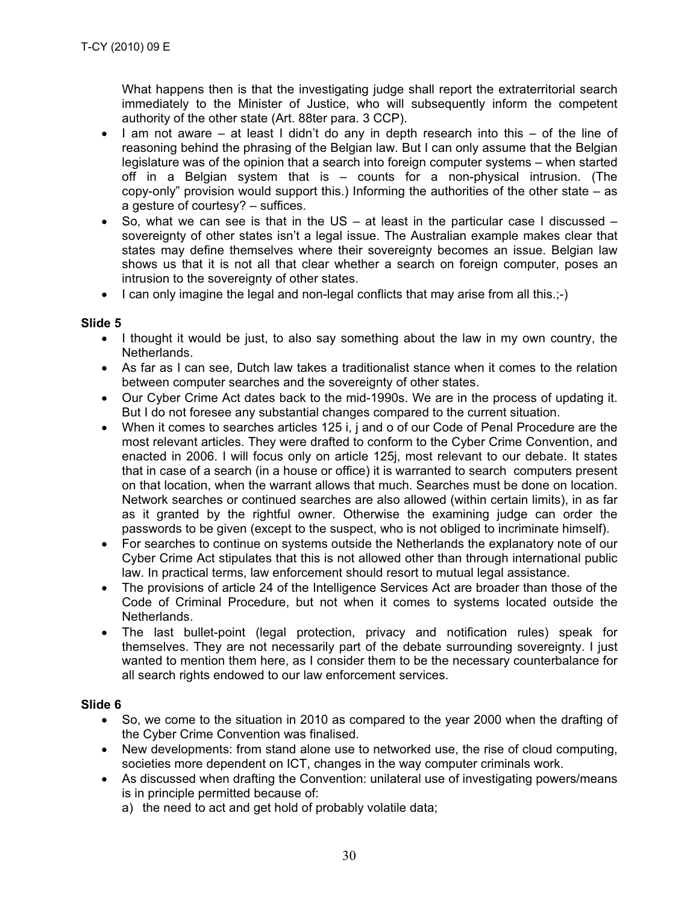What happens then is that the investigating judge shall report the extraterritorial search immediately to the Minister of Justice, who will subsequently inform the competent authority of the other state (Art. 88ter para. 3 CCP).

- I am not aware – at least I didn't do any in depth research into this – of the line of reasoning behind the phrasing of the Belgian law. But I can only assume that the Belgian legislature was of the opinion that a search into foreign computer systems – when started off in a Belgian system that is – counts for a non-physical intrusion. (The copy-only" provision would support this.) Informing the authorities of the other state – as a gesture of courtesy? – suffices.
- So, what we can see is that in the US – at least in the particular case I discussed – sovereignty of other states isn't a legal issue. The Australian example makes clear that states may define themselves where their sovereignty becomes an issue. Belgian law shows us that it is not all that clear whether a search on foreign computer, poses an intrusion to the sovereignty of other states.
- I can only imagine the legal and non-legal conflicts that may arise from all this.;-)

**Slide 5**

- I thought it would be just, to also say something about the law in my own country, the Netherlands.
- As far as I can see, Dutch law takes a traditionalist stance when it comes to the relation between computer searches and the sovereignty of other states.
- Our Cyber Crime Act dates back to the mid-1990s. We are in the process of updating it. But I do not foresee any substantial changes compared to the current situation.
- When it comes to searches articles 125 i, j and o of our Code of Penal Procedure are the most relevant articles. They were drafted to conform to the Cyber Crime Convention, and enacted in 2006. I will focus only on article 125j, most relevant to our debate. It states that in case of a search (in a house or office) it is warranted to search computers present on that location, when the warrant allows that much. Searches must be done on location. Network searches or continued searches are also allowed (within certain limits), in as far as it granted by the rightful owner. Otherwise the examining judge can order the passwords to be given (except to the suspect, who is not obliged to incriminate himself).
- For searches to continue on systems outside the Netherlands the explanatory note of our Cyber Crime Act stipulates that this is not allowed other than through international public law. In practical terms, law enforcement should resort to mutual legal assistance.
- The provisions of article 24 of the Intelligence Services Act are broader than those of the Code of Criminal Procedure, but not when it comes to systems located outside the Netherlands.
- The last bullet-point (legal protection, privacy and notification rules) speak for themselves. They are not necessarily part of the debate surrounding sovereignty. I just wanted to mention them here, as I consider them to be the necessary counterbalance for all search rights endowed to our law enforcement services.

**Slide 6**

- So, we come to the situation in 2010 as compared to the year 2000 when the drafting of the Cyber Crime Convention was finalised.
- New developments: from stand alone use to networked use, the rise of cloud computing, societies more dependent on ICT, changes in the way computer criminals work.
- As discussed when drafting the Convention: unilateral use of investigating powers/means is in principle permitted because of:
  a) the need to act and get hold of probably volatile data;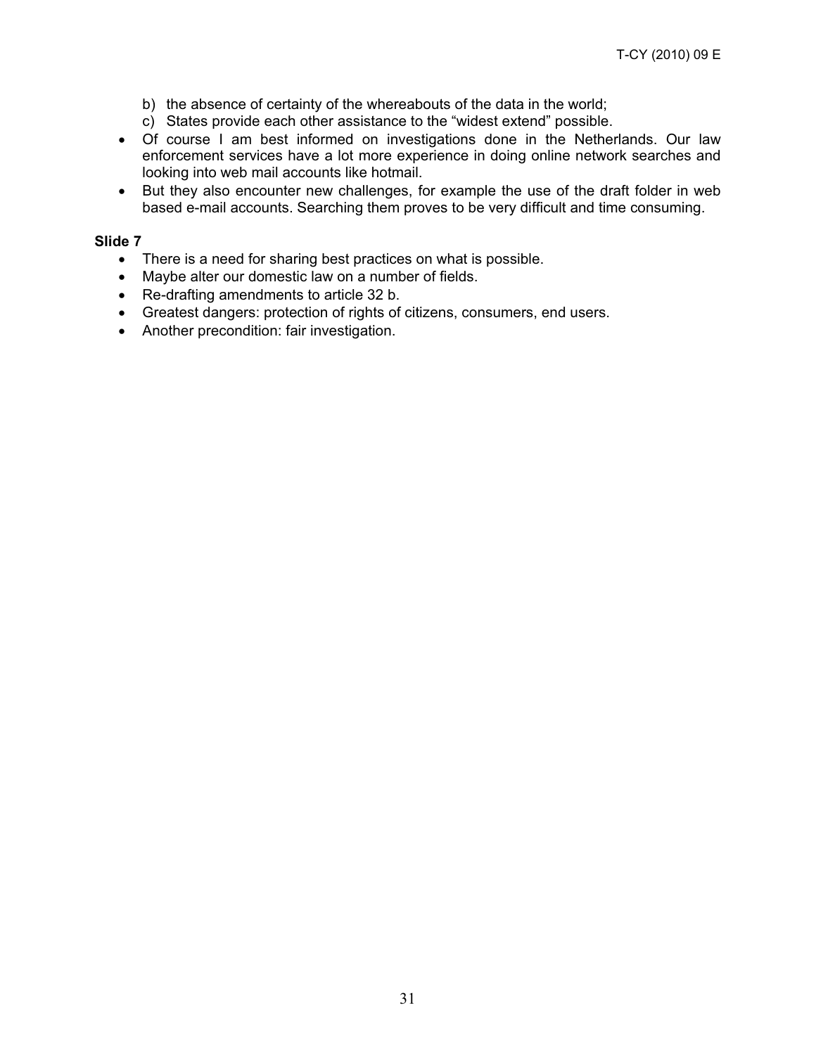- b) the absence of certainty of the whereabouts of the data in the world;
   - c) States provide each other assistance to the "widest extend" possible.
- Of course I am best informed on investigations done in the Netherlands. Our law enforcement services have a lot more experience in doing online network searches and looking into web mail accounts like hotmail.
- But they also encounter new challenges, for example the use of the draft folder in web based e-mail accounts. Searching them proves to be very difficult and time consuming.

**Slide 7**

- There is a need for sharing best practices on what is possible.
- Maybe alter our domestic law on a number of fields.
- Re-drafting amendments to article 32 b.
- Greatest dangers: protection of rights of citizens, consumers, end users.
- Another precondition: fair investigation.